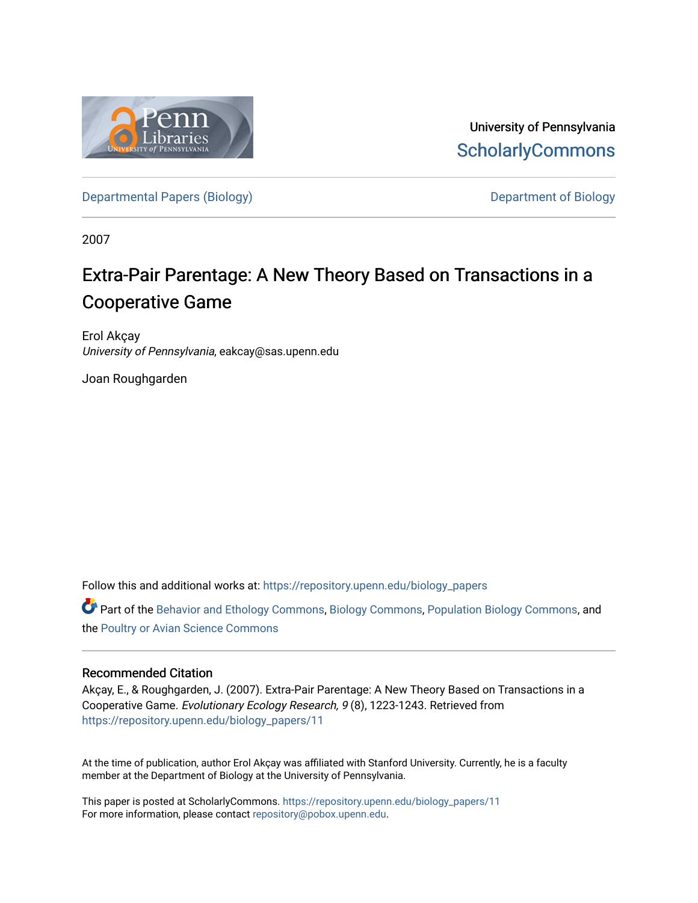University of Pennsylvania
ScholarlyCommons

Departmental Papers (Biology)

Department of Biology

2007

# Extra-Pair Parentage: A New Theory Based on Transactions in a Cooperative Game

Erol Akçay
*University of Pennsylvania*, eakcay@sas.upenn.edu

Joan Roughgarden

Follow this and additional works at: https://repository.upenn.edu/biology_papers

Part of the Behavior and Ethology Commons, Biology Commons, Population Biology Commons, and the Poultry or Avian Science Commons

## Recommended Citation

Akçay, E., & Roughgarden, J. (2007). Extra-Pair Parentage: A New Theory Based on Transactions in a Cooperative Game. *Evolutionary Ecology Research, 9* (8), 1223-1243. Retrieved from https://repository.upenn.edu/biology_papers/11

At the time of publication, author Erol Akçay was affiliated with Stanford University. Currently, he is a faculty member at the Department of Biology at the University of Pennsylvania.

This paper is posted at ScholarlyCommons. https://repository.upenn.edu/biology_papers/11
For more information, please contact repository@pobox.upenn.edu.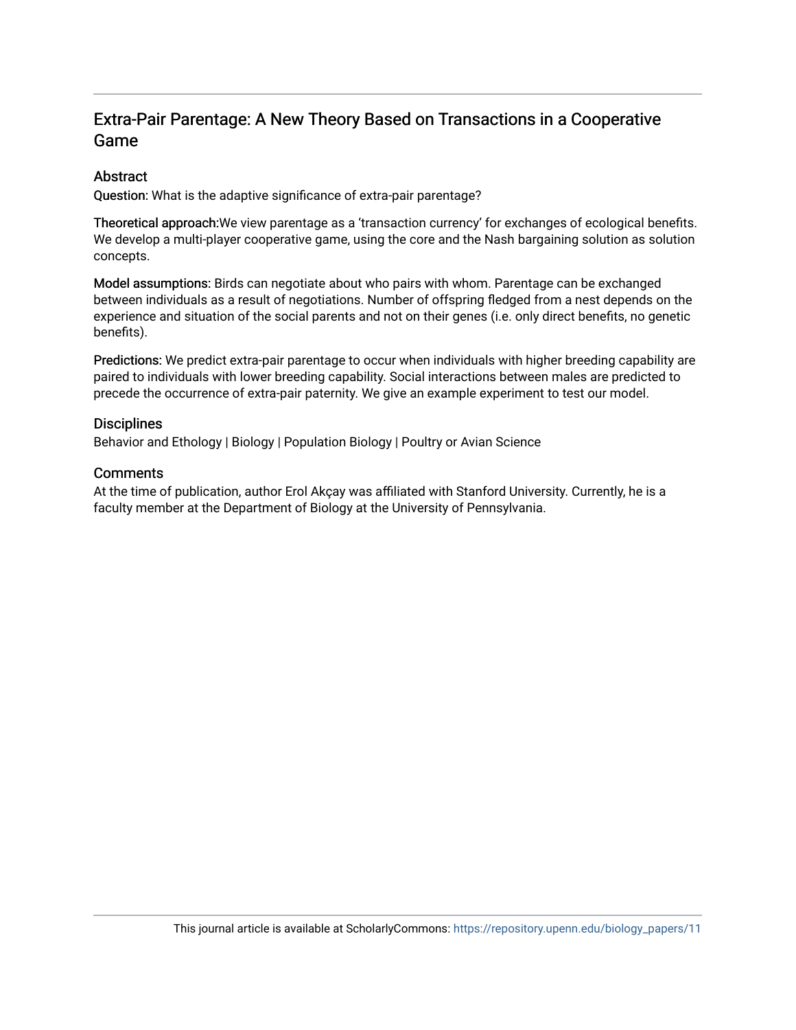## Extra-Pair Parentage: A New Theory Based on Transactions in a Cooperative Game

### Abstract

**Question:** What is the adaptive significance of extra-pair parentage?

**Theoretical approach:**We view parentage as a 'transaction currency' for exchanges of ecological benefits. We develop a multi-player cooperative game, using the core and the Nash bargaining solution as solution concepts.

**Model assumptions:** Birds can negotiate about who pairs with whom. Parentage can be exchanged between individuals as a result of negotiations. Number of offspring fledged from a nest depends on the experience and situation of the social parents and not on their genes (i.e. only direct benefits, no genetic benefits).

**Predictions:** We predict extra-pair parentage to occur when individuals with higher breeding capability are paired to individuals with lower breeding capability. Social interactions between males are predicted to precede the occurrence of extra-pair paternity. We give an example experiment to test our model.

### Disciplines

Behavior and Ethology | Biology | Population Biology | Poultry or Avian Science

### Comments

At the time of publication, author Erol Akçay was affiliated with Stanford University. Currently, he is a faculty member at the Department of Biology at the University of Pennsylvania.

This journal article is available at ScholarlyCommons: https://repository.upenn.edu/biology_papers/11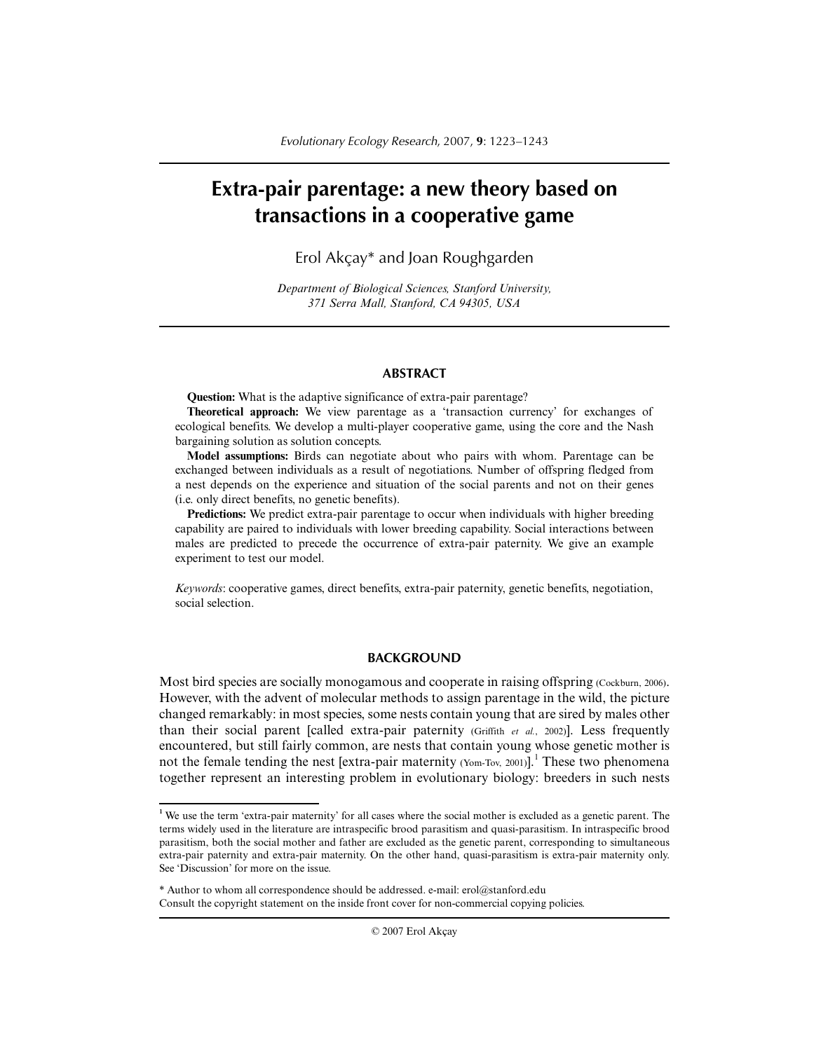# Extra-pair parentage: a new theory based on transactions in a cooperative game

Erol Akçay* and Joan Roughgarden

*Department of Biological Sciences, Stanford University, 371 Serra Mall, Stanford, CA 94305, USA*

## ABSTRACT

**Question:** What is the adaptive significance of extra-pair parentage?

**Theoretical approach:** We view parentage as a 'transaction currency' for exchanges of ecological benefits. We develop a multi-player cooperative game, using the core and the Nash bargaining solution as solution concepts.

**Model assumptions:** Birds can negotiate about who pairs with whom. Parentage can be exchanged between individuals as a result of negotiations. Number of offspring fledged from a nest depends on the experience and situation of the social parents and not on their genes (i.e. only direct benefits, no genetic benefits).

**Predictions:** We predict extra-pair parentage to occur when individuals with higher breeding capability are paired to individuals with lower breeding capability. Social interactions between males are predicted to precede the occurrence of extra-pair paternity. We give an example experiment to test our model.

*Keywords*: cooperative games, direct benefits, extra-pair paternity, genetic benefits, negotiation, social selection.

## BACKGROUND

Most bird species are socially monogamous and cooperate in raising offspring (Cockburn, 2006). However, with the advent of molecular methods to assign parentage in the wild, the picture changed remarkably: in most species, some nests contain young that are sired by males other than their social parent [called extra-pair paternity (Griffith *et al.*, 2002)]. Less frequently encountered, but still fairly common, are nests that contain young whose genetic mother is not the female tending the nest [extra-pair maternity (Yom-Tov, 2001)].[1] These two phenomena together represent an interesting problem in evolutionary biology: breeders in such nests

[1] We use the term 'extra-pair maternity' for all cases where the social mother is excluded as a genetic parent. The terms widely used in the literature are intraspecific brood parasitism and quasi-parasitism. In intraspecific brood parasitism, both the social mother and father are excluded as the genetic parent, corresponding to simultaneous extra-pair paternity and extra-pair maternity. On the other hand, quasi-parasitism is extra-pair maternity only. See 'Discussion' for more on the issue.

\* Author to whom all correspondence should be addressed. e-mail: erol@stanford.edu

Consult the copyright statement on the inside front cover for non-commercial copying policies.

© 2007 Erol Akçay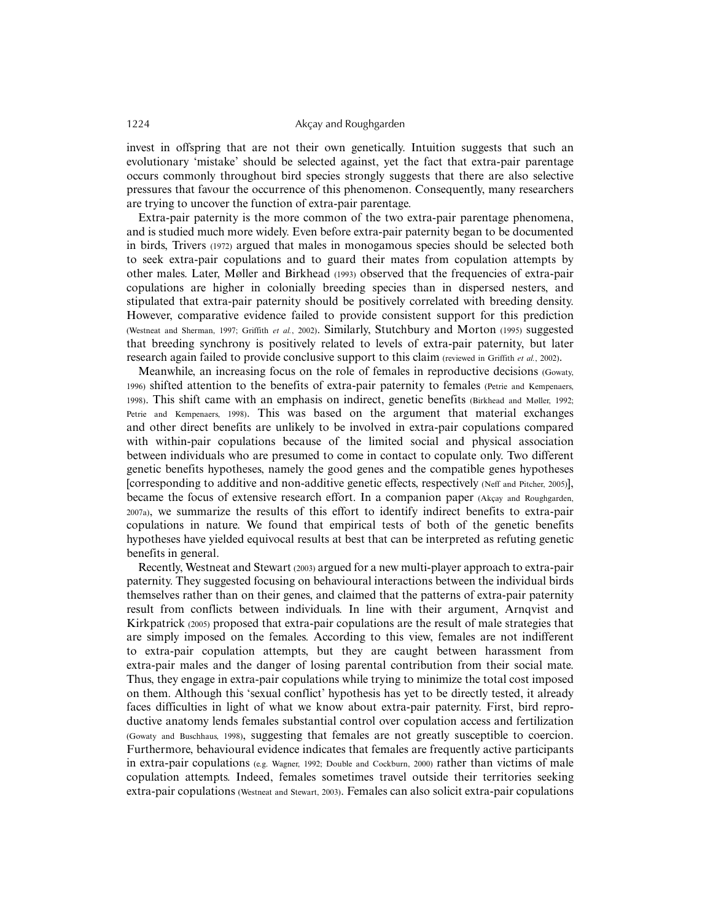invest in offspring that are not their own genetically. Intuition suggests that such an evolutionary 'mistake' should be selected against, yet the fact that extra-pair parentage occurs commonly throughout bird species strongly suggests that there are also selective pressures that favour the occurrence of this phenomenon. Consequently, many researchers are trying to uncover the function of extra-pair parentage.

Extra-pair paternity is the more common of the two extra-pair parentage phenomena, and is studied much more widely. Even before extra-pair paternity began to be documented in birds, Trivers (1972) argued that males in monogamous species should be selected both to seek extra-pair copulations and to guard their mates from copulation attempts by other males. Later, Møller and Birkhead (1993) observed that the frequencies of extra-pair copulations are higher in colonially breeding species than in dispersed nesters, and stipulated that extra-pair paternity should be positively correlated with breeding density. However, comparative evidence failed to provide consistent support for this prediction (Westneat and Sherman, 1997; Griffith *et al.*, 2002). Similarly, Stutchbury and Morton (1995) suggested that breeding synchrony is positively related to levels of extra-pair paternity, but later research again failed to provide conclusive support to this claim (reviewed in Griffith *et al.*, 2002).

Meanwhile, an increasing focus on the role of females in reproductive decisions (Gowaty, 1996) shifted attention to the benefits of extra-pair paternity to females (Petrie and Kempenaers, 1998). This shift came with an emphasis on indirect, genetic benefits (Birkhead and Møller, 1992; Petrie and Kempenaers, 1998). This was based on the argument that material exchanges and other direct benefits are unlikely to be involved in extra-pair copulations compared with within-pair copulations because of the limited social and physical association between individuals who are presumed to come in contact to copulate only. Two different genetic benefits hypotheses, namely the good genes and the compatible genes hypotheses [corresponding to additive and non-additive genetic effects, respectively (Neff and Pitcher, 2005)], became the focus of extensive research effort. In a companion paper (Akçay and Roughgarden, 2007a), we summarize the results of this effort to identify indirect benefits to extra-pair copulations in nature. We found that empirical tests of both of the genetic benefits hypotheses have yielded equivocal results at best that can be interpreted as refuting genetic benefits in general.

Recently, Westneat and Stewart (2003) argued for a new multi-player approach to extra-pair paternity. They suggested focusing on behavioural interactions between the individual birds themselves rather than on their genes, and claimed that the patterns of extra-pair paternity result from conflicts between individuals. In line with their argument, Arnqvist and Kirkpatrick (2005) proposed that extra-pair copulations are the result of male strategies that are simply imposed on the females. According to this view, females are not indifferent to extra-pair copulation attempts, but they are caught between harassment from extra-pair males and the danger of losing parental contribution from their social mate. Thus, they engage in extra-pair copulations while trying to minimize the total cost imposed on them. Although this 'sexual conflict' hypothesis has yet to be directly tested, it already faces difficulties in light of what we know about extra-pair paternity. First, bird reproductive anatomy lends females substantial control over copulation access and fertilization (Gowaty and Buschhaus, 1998), suggesting that females are not greatly susceptible to coercion. Furthermore, behavioural evidence indicates that females are frequently active participants in extra-pair copulations (e.g. Wagner, 1992; Double and Cockburn, 2000) rather than victims of male copulation attempts. Indeed, females sometimes travel outside their territories seeking extra-pair copulations (Westneat and Stewart, 2003). Females can also solicit extra-pair copulations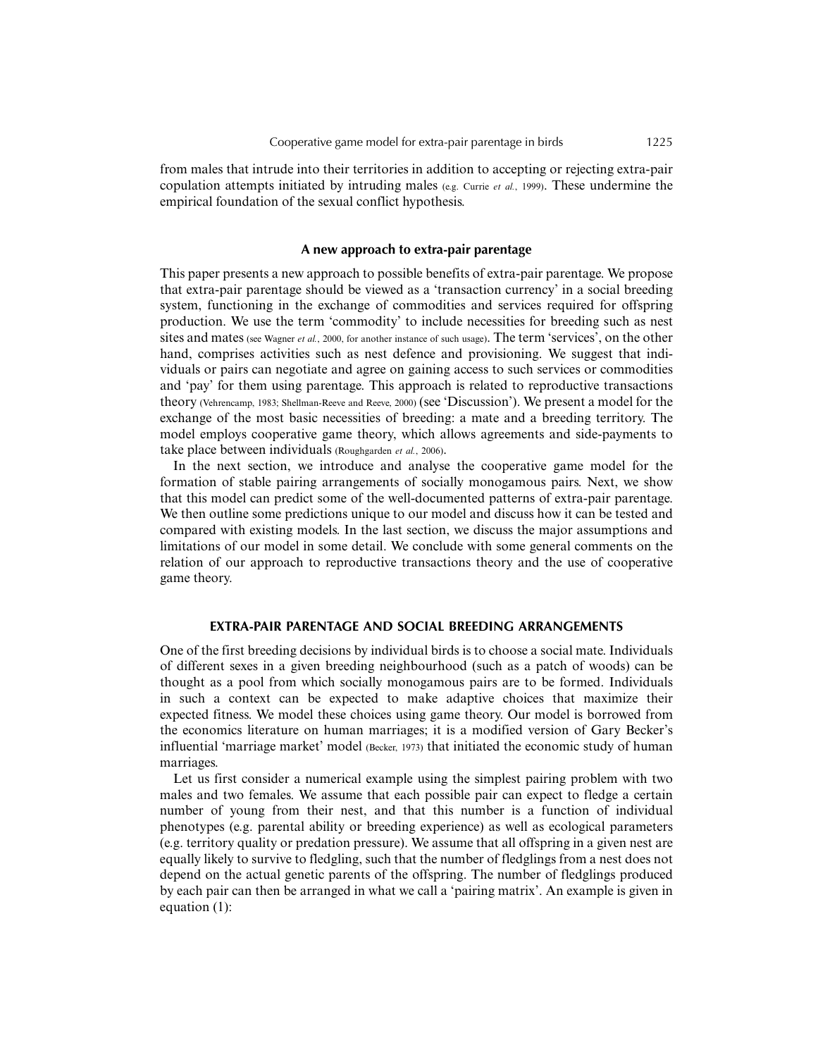from males that intrude into their territories in addition to accepting or rejecting extra-pair copulation attempts initiated by intruding males (e.g. Currie *et al.*, 1999). These undermine the empirical foundation of the sexual conflict hypothesis.

### A new approach to extra-pair parentage

This paper presents a new approach to possible benefits of extra-pair parentage. We propose that extra-pair parentage should be viewed as a 'transaction currency' in a social breeding system, functioning in the exchange of commodities and services required for offspring production. We use the term 'commodity' to include necessities for breeding such as nest sites and mates (see Wagner *et al.*, 2000, for another instance of such usage). The term 'services', on the other hand, comprises activities such as nest defence and provisioning. We suggest that individuals or pairs can negotiate and agree on gaining access to such services or commodities and 'pay' for them using parentage. This approach is related to reproductive transactions theory (Vehrencamp, 1983; Shellman-Reeve and Reeve, 2000) (see 'Discussion'). We present a model for the exchange of the most basic necessities of breeding: a mate and a breeding territory. The model employs cooperative game theory, which allows agreements and side-payments to take place between individuals (Roughgarden *et al.*, 2006).

In the next section, we introduce and analyse the cooperative game model for the formation of stable pairing arrangements of socially monogamous pairs. Next, we show that this model can predict some of the well-documented patterns of extra-pair parentage. We then outline some predictions unique to our model and discuss how it can be tested and compared with existing models. In the last section, we discuss the major assumptions and limitations of our model in some detail. We conclude with some general comments on the relation of our approach to reproductive transactions theory and the use of cooperative game theory.

## EXTRA-PAIR PARENTAGE AND SOCIAL BREEDING ARRANGEMENTS

One of the first breeding decisions by individual birds is to choose a social mate. Individuals of different sexes in a given breeding neighbourhood (such as a patch of woods) can be thought as a pool from which socially monogamous pairs are to be formed. Individuals in such a context can be expected to make adaptive choices that maximize their expected fitness. We model these choices using game theory. Our model is borrowed from the economics literature on human marriages; it is a modified version of Gary Becker's influential 'marriage market' model (Becker, 1973) that initiated the economic study of human marriages.

Let us first consider a numerical example using the simplest pairing problem with two males and two females. We assume that each possible pair can expect to fledge a certain number of young from their nest, and that this number is a function of individual phenotypes (e.g. parental ability or breeding experience) as well as ecological parameters (e.g. territory quality or predation pressure). We assume that all offspring in a given nest are equally likely to survive to fledgling, such that the number of fledglings from a nest does not depend on the actual genetic parents of the offspring. The number of fledglings produced by each pair can then be arranged in what we call a 'pairing matrix'. An example is given in equation (1):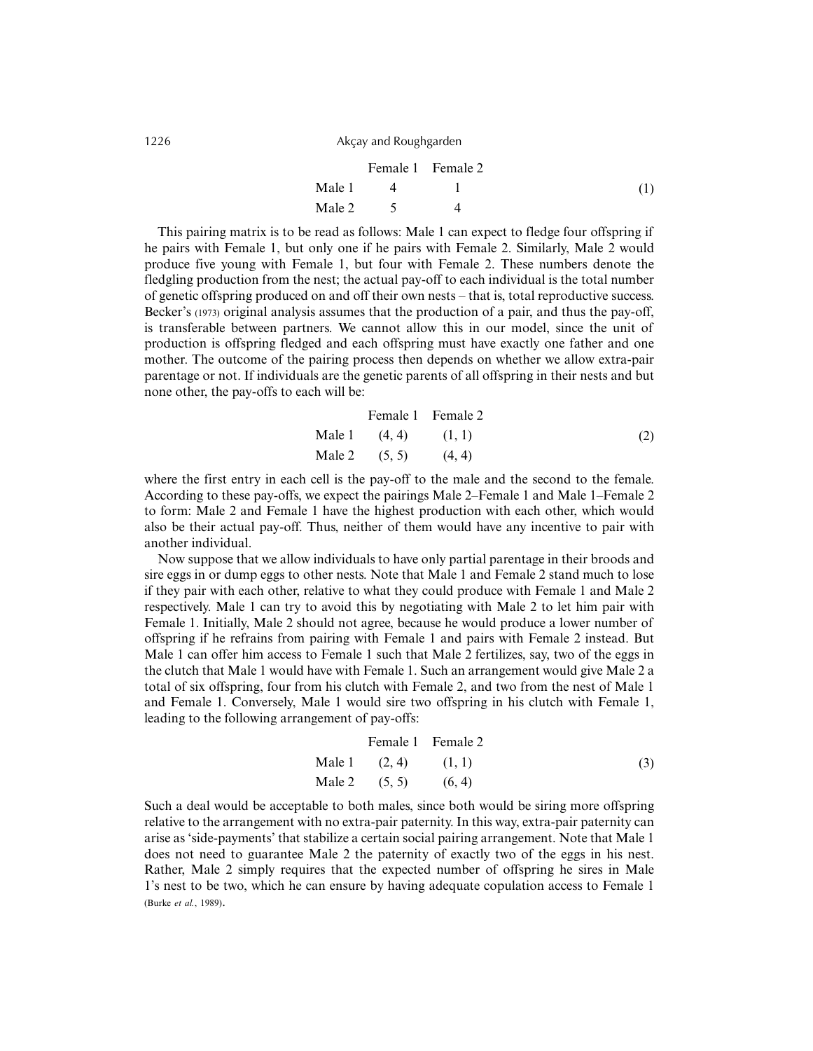| | Female 1 | Female 2 | |
|---|---|---|---|
| Male 1 | 4 | 1 | (1) |
| Male 2 | 5 | 4 | |

This pairing matrix is to be read as follows: Male 1 can expect to fledge four offspring if he pairs with Female 1, but only one if he pairs with Female 2. Similarly, Male 2 would produce five young with Female 1, but four with Female 2. These numbers denote the fledgling production from the nest; the actual pay-off to each individual is the total number of genetic offspring produced on and off their own nests – that is, total reproductive success. Becker's (1973) original analysis assumes that the production of a pair, and thus the pay-off, is transferable between partners. We cannot allow this in our model, since the unit of production is offspring fledged and each offspring must have exactly one father and one mother. The outcome of the pairing process then depends on whether we allow extra-pair parentage or not. If individuals are the genetic parents of all offspring in their nests and but none other, the pay-offs to each will be:

| | Female 1 | Female 2 | |
|---|---|---|---|
| Male 1 | (4, 4) | (1, 1) | (2) |
| Male 2 | (5, 5) | (4, 4) | |

where the first entry in each cell is the pay-off to the male and the second to the female. According to these pay-offs, we expect the pairings Male 2–Female 1 and Male 1–Female 2 to form: Male 2 and Female 1 have the highest production with each other, which would also be their actual pay-off. Thus, neither of them would have any incentive to pair with another individual.

Now suppose that we allow individuals to have only partial parentage in their broods and sire eggs in or dump eggs to other nests. Note that Male 1 and Female 2 stand much to lose if they pair with each other, relative to what they could produce with Female 1 and Male 2 respectively. Male 1 can try to avoid this by negotiating with Male 2 to let him pair with Female 1. Initially, Male 2 should not agree, because he would produce a lower number of offspring if he refrains from pairing with Female 1 and pairs with Female 2 instead. But Male 1 can offer him access to Female 1 such that Male 2 fertilizes, say, two of the eggs in the clutch that Male 1 would have with Female 1. Such an arrangement would give Male 2 a total of six offspring, four from his clutch with Female 2, and two from the nest of Male 1 and Female 1. Conversely, Male 1 would sire two offspring in his clutch with Female 1, leading to the following arrangement of pay-offs:

| | Female 1 | Female 2 | |
|---|---|---|---|
| Male 1 | (2, 4) | (1, 1) | (3) |
| Male 2 | (5, 5) | (6, 4) | |

Such a deal would be acceptable to both males, since both would be siring more offspring relative to the arrangement with no extra-pair paternity. In this way, extra-pair paternity can arise as 'side-payments' that stabilize a certain social pairing arrangement. Note that Male 1 does not need to guarantee Male 2 the paternity of exactly two of the eggs in his nest. Rather, Male 2 simply requires that the expected number of offspring he sires in Male 1's nest to be two, which he can ensure by having adequate copulation access to Female 1 (Burke *et al.*, 1989).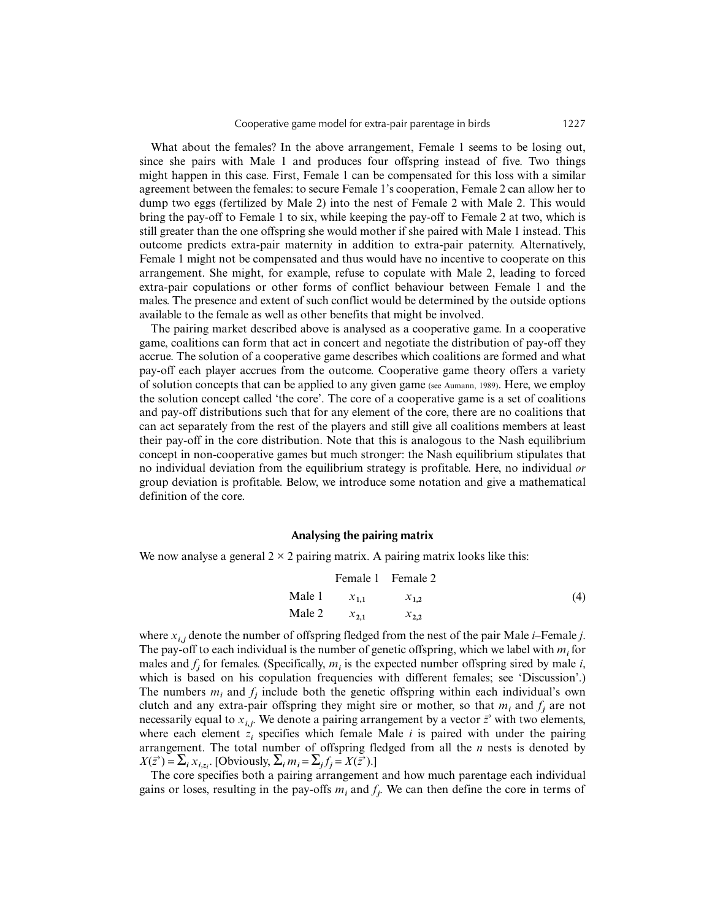What about the females? In the above arrangement, Female 1 seems to be losing out, since she pairs with Male 1 and produces four offspring instead of five. Two things might happen in this case. First, Female 1 can be compensated for this loss with a similar agreement between the females: to secure Female 1's cooperation, Female 2 can allow her to dump two eggs (fertilized by Male 2) into the nest of Female 2 with Male 2. This would bring the pay-off to Female 1 to six, while keeping the pay-off to Female 2 at two, which is still greater than the one offspring she would mother if she paired with Male 1 instead. This outcome predicts extra-pair maternity in addition to extra-pair paternity. Alternatively, Female 1 might not be compensated and thus would have no incentive to cooperate on this arrangement. She might, for example, refuse to copulate with Male 2, leading to forced extra-pair copulations or other forms of conflict behaviour between Female 1 and the males. The presence and extent of such conflict would be determined by the outside options available to the female as well as other benefits that might be involved.

The pairing market described above is analysed as a cooperative game. In a cooperative game, coalitions can form that act in concert and negotiate the distribution of pay-off they accrue. The solution of a cooperative game describes which coalitions are formed and what pay-off each player accrues from the outcome. Cooperative game theory offers a variety of solution concepts that can be applied to any given game (see Aumann, 1989). Here, we employ the solution concept called 'the core'. The core of a cooperative game is a set of coalitions and pay-off distributions such that for any element of the core, there are no coalitions that can act separately from the rest of the players and still give all coalitions members at least their pay-off in the core distribution. Note that this is analogous to the Nash equilibrium concept in non-cooperative games but much stronger: the Nash equilibrium stipulates that no individual deviation from the equilibrium strategy is profitable. Here, no individual *or* group deviation is profitable. Below, we introduce some notation and give a mathematical definition of the core.

## Analysing the pairing matrix

We now analyse a general $2 \times 2$ pairing matrix. A pairing matrix looks like this:

$$
\begin{array}{lcc}
 & \text{Female 1} & \text{Female 2} \\
\text{Male 1} & x_{1,1} & x_{1,2} \\
\text{Male 2} & x_{2,1} & x_{2,2}
\end{array}
\tag{4}
$$

where $x_{i,j}$ denote the number of offspring fledged from the nest of the pair Male $i$–Female $j$. The pay-off to each individual is the number of genetic offspring, which we label with $m_i$ for males and $f_j$ for females. (Specifically, $m_i$ is the expected number offspring sired by male $i$, which is based on his copulation frequencies with different females; see 'Discussion'.) The numbers $m_i$ and $f_j$ include both the genetic offspring within each individual's own clutch and any extra-pair offspring they might sire or mother, so that $m_i$ and $f_j$ are not necessarily equal to $x_{i,j}$. We denote a pairing arrangement by a vector $\vec{z}$ with two elements, where each element $z_i$ specifies which female Male $i$ is paired with under the pairing arrangement. The total number of offspring fledged from all the $n$ nests is denoted by $X(\vec{z}) = \sum_i x_{i,z_i}$. [Obviously, $\sum_i m_i = \sum_j f_j = X(\vec{z})$.]

The core specifies both a pairing arrangement and how much parentage each individual gains or loses, resulting in the pay-offs $m_i$ and $f_j$. We can then define the core in terms of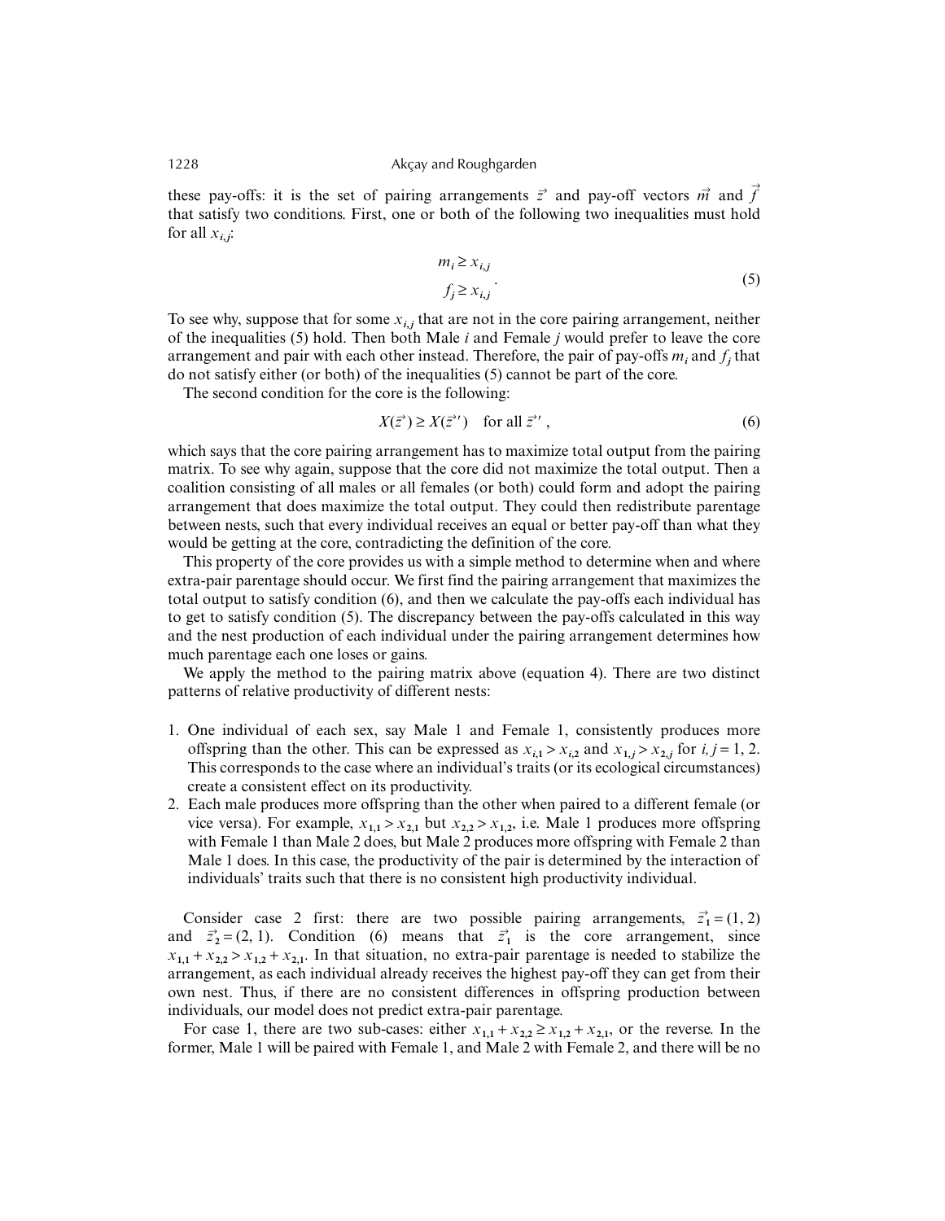these pay-offs: it is the set of pairing arrangements $\vec{z}$ and pay-off vectors $\vec{m}$ and $\vec{f}$ that satisfy two conditions. First, one or both of the following two inequalities must hold for all $x_{i,j}$:

$$
\begin{aligned}
m_i &\geq x_{i,j} \\
f_j &\geq x_{i,j}
\end{aligned}
\tag{5}
$$

To see why, suppose that for some $x_{i,j}$ that are not in the core pairing arrangement, neither of the inequalities (5) hold. Then both Male $i$ and Female $j$ would prefer to leave the core arrangement and pair with each other instead. Therefore, the pair of pay-offs $m_i$ and $f_j$ that do not satisfy either (or both) of the inequalities (5) cannot be part of the core.

The second condition for the core is the following:

$$
X(\vec{z}) \geq X(\vec{z}') \quad \text{for all } \vec{z}', \tag{6}
$$

which says that the core pairing arrangement has to maximize total output from the pairing matrix. To see why again, suppose that the core did not maximize the total output. Then a coalition consisting of all males or all females (or both) could form and adopt the pairing arrangement that does maximize the total output. They could then redistribute parentage between nests, such that every individual receives an equal or better pay-off than what they would be getting at the core, contradicting the definition of the core.

This property of the core provides us with a simple method to determine when and where extra-pair parentage should occur. We first find the pairing arrangement that maximizes the total output to satisfy condition (6), and then we calculate the pay-offs each individual has to get to satisfy condition (5). The discrepancy between the pay-offs calculated in this way and the nest production of each individual under the pairing arrangement determines how much parentage each one loses or gains.

We apply the method to the pairing matrix above (equation 4). There are two distinct patterns of relative productivity of different nests:

1. One individual of each sex, say Male 1 and Female 1, consistently produces more offspring than the other. This can be expressed as $x_{i,1} > x_{i,2}$ and $x_{1,j} > x_{2,j}$ for $i, j = 1, 2$. This corresponds to the case where an individual's traits (or its ecological circumstances) create a consistent effect on its productivity.
2. Each male produces more offspring than the other when paired to a different female (or vice versa). For example, $x_{1,1} > x_{2,1}$ but $x_{2,2} > x_{1,2}$, i.e. Male 1 produces more offspring with Female 1 than Male 2 does, but Male 2 produces more offspring with Female 2 than Male 1 does. In this case, the productivity of the pair is determined by the interaction of individuals' traits such that there is no consistent high productivity individual.

Consider case 2 first: there are two possible pairing arrangements, $\vec{z}_1 = (1, 2)$ and $\vec{z}_2 = (2, 1)$. Condition (6) means that $\vec{z}_1$ is the core arrangement, since $x_{1,1} + x_{2,2} > x_{1,2} + x_{2,1}$. In that situation, no extra-pair parentage is needed to stabilize the arrangement, as each individual already receives the highest pay-off they can get from their own nest. Thus, if there are no consistent differences in offspring production between individuals, our model does not predict extra-pair parentage.

For case 1, there are two sub-cases: either $x_{1,1} + x_{2,2} \geq x_{1,2} + x_{2,1}$, or the reverse. In the former, Male 1 will be paired with Female 1, and Male 2 with Female 2, and there will be no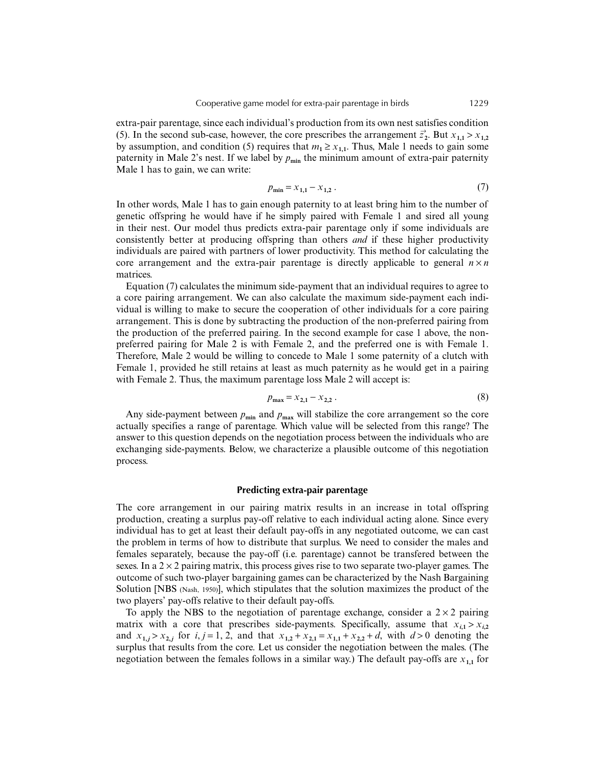extra-pair parentage, since each individual's production from its own nest satisfies condition (5). In the second sub-case, however, the core prescribes the arrangement $\vec{z}_2$. But $x_{1,1} > x_{1,2}$ by assumption, and condition (5) requires that $m_1 \geq x_{1,1}$. Thus, Male 1 needs to gain some paternity in Male 2's nest. If we label by $p_{\min}$ the minimum amount of extra-pair paternity Male 1 has to gain, we can write:

$$p_{\min} = x_{1,1} - x_{1,2} \,. \tag{7}$$

In other words, Male 1 has to gain enough paternity to at least bring him to the number of genetic offspring he would have if he simply paired with Female 1 and sired all young in their nest. Our model thus predicts extra-pair parentage only if some individuals are consistently better at producing offspring than others *and* if these higher productivity individuals are paired with partners of lower productivity. This method for calculating the core arrangement and the extra-pair parentage is directly applicable to general $n \times n$ matrices.

Equation (7) calculates the minimum side-payment that an individual requires to agree to a core pairing arrangement. We can also calculate the maximum side-payment each individual is willing to make to secure the cooperation of other individuals for a core pairing arrangement. This is done by subtracting the production of the non-preferred pairing from the production of the preferred pairing. In the second example for case 1 above, the non-preferred pairing for Male 2 is with Female 2, and the preferred one is with Female 1. Therefore, Male 2 would be willing to concede to Male 1 some paternity of a clutch with Female 1, provided he still retains at least as much paternity as he would get in a pairing with Female 2. Thus, the maximum parentage loss Male 2 will accept is:

$$p_{\max} = x_{2,1} - x_{2,2} \,. \tag{8}$$

Any side-payment between $p_{\min}$ and $p_{\max}$ will stabilize the core arrangement so the core actually specifies a range of parentage. Which value will be selected from this range? The answer to this question depends on the negotiation process between the individuals who are exchanging side-payments. Below, we characterize a plausible outcome of this negotiation process.

## Predicting extra-pair parentage

The core arrangement in our pairing matrix results in an increase in total offspring production, creating a surplus pay-off relative to each individual acting alone. Since every individual has to get at least their default pay-offs in any negotiated outcome, we can cast the problem in terms of how to distribute that surplus. We need to consider the males and females separately, because the pay-off (i.e. parentage) cannot be transfered between the sexes. In a $2 \times 2$ pairing matrix, this process gives rise to two separate two-player games. The outcome of such two-player bargaining games can be characterized by the Nash Bargaining Solution [NBS (Nash, 1950)], which stipulates that the solution maximizes the product of the two players' pay-offs relative to their default pay-offs.

To apply the NBS to the negotiation of parentage exchange, consider a $2 \times 2$ pairing matrix with a core that prescribes side-payments. Specifically, assume that $x_{i,1} > x_{i,2}$ and $x_{1,j} > x_{2,j}$ for $i, j = 1, 2$, and that $x_{1,2} + x_{2,1} = x_{1,1} + x_{2,2} + d$, with $d > 0$ denoting the surplus that results from the core. Let us consider the negotiation between the males. (The negotiation between the females follows in a similar way.) The default pay-offs are $x_{1,1}$ for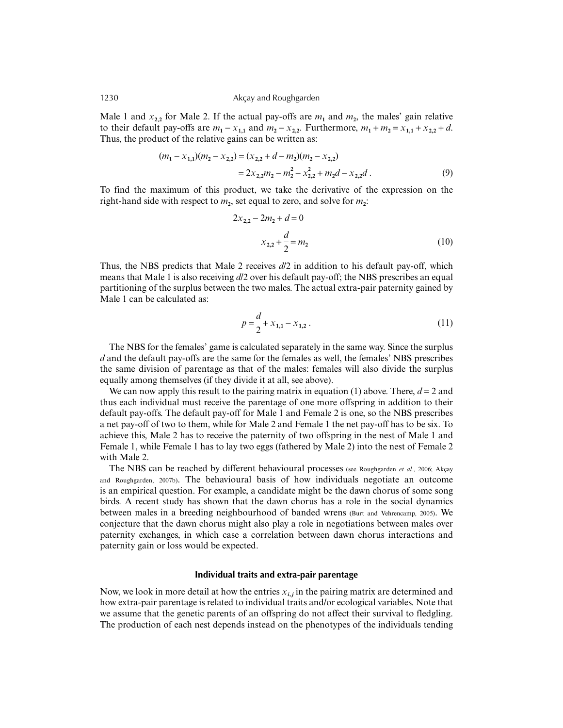Male 1 and $x_{2,2}$ for Male 2. If the actual pay-offs are $m_1$ and $m_2$, the males' gain relative to their default pay-offs are $m_1 - x_{1,1}$ and $m_2 - x_{2,2}$. Furthermore, $m_1 + m_2 = x_{1,1} + x_{2,2} + d$. Thus, the product of the relative gains can be written as:

$$
\begin{aligned}
(m_1 - x_{1,1})(m_2 - x_{2,2}) &= (x_{2,2} + d - m_2)(m_2 - x_{2,2}) \\
&= 2x_{2,2}m_2 - m_2^2 - x_{2,2}^2 + m_2 d - x_{2,2}d \,. \qquad (9)
\end{aligned}
$$

To find the maximum of this product, we take the derivative of the expression on the right-hand side with respect to $m_2$, set equal to zero, and solve for $m_2$:

$$
\begin{aligned}
2x_{2,2} - 2m_2 + d &= 0 \\
x_{2,2} + \frac{d}{2} &= m_2 \qquad (10)
\end{aligned}
$$

Thus, the NBS predicts that Male 2 receives $d/2$ in addition to his default pay-off, which means that Male 1 is also receiving $d/2$ over his default pay-off; the NBS prescribes an equal partitioning of the surplus between the two males. The actual extra-pair paternity gained by Male 1 can be calculated as:

$$
p = \frac{d}{2} + x_{1,1} - x_{1,2} \,. \qquad (11)
$$

The NBS for the females' game is calculated separately in the same way. Since the surplus $d$ and the default pay-offs are the same for the females as well, the females' NBS prescribes the same division of parentage as that of the males: females will also divide the surplus equally among themselves (if they divide it at all, see above).

We can now apply this result to the pairing matrix in equation (1) above. There, $d = 2$ and thus each individual must receive the parentage of one more offspring in addition to their default pay-offs. The default pay-off for Male 1 and Female 2 is one, so the NBS prescribes a net pay-off of two to them, while for Male 2 and Female 1 the net pay-off has to be six. To achieve this, Male 2 has to receive the paternity of two offspring in the nest of Male 1 and Female 1, while Female 1 has to lay two eggs (fathered by Male 2) into the nest of Female 2 with Male 2.

The NBS can be reached by different behavioural processes (see Roughgarden *et al.*, 2006; Akçay and Roughgarden, 2007b). The behavioural basis of how individuals negotiate an outcome is an empirical question. For example, a candidate might be the dawn chorus of some song birds. A recent study has shown that the dawn chorus has a role in the social dynamics between males in a breeding neighbourhood of banded wrens (Burt and Vehrencamp, 2005). We conjecture that the dawn chorus might also play a role in negotiations between males over paternity exchanges, in which case a correlation between dawn chorus interactions and paternity gain or loss would be expected.

## Individual traits and extra-pair parentage

Now, we look in more detail at how the entries $x_{i,j}$ in the pairing matrix are determined and how extra-pair parentage is related to individual traits and/or ecological variables. Note that we assume that the genetic parents of an offspring do not affect their survival to fledgling. The production of each nest depends instead on the phenotypes of the individuals tending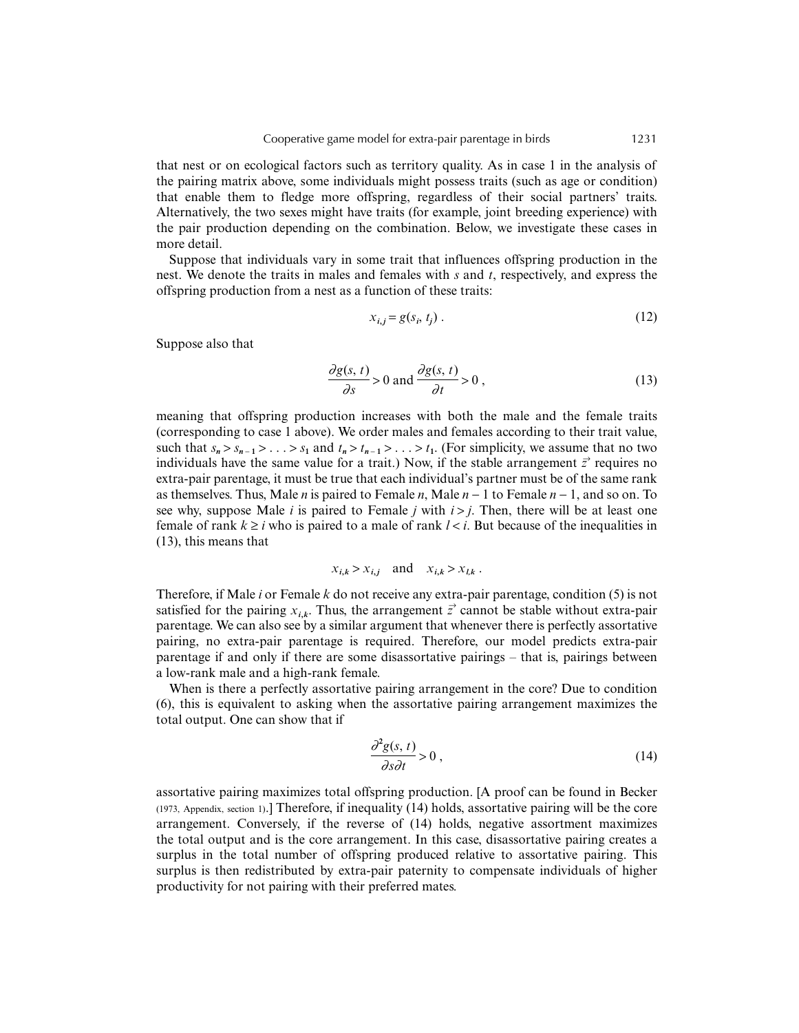that nest or on ecological factors such as territory quality. As in case 1 in the analysis of the pairing matrix above, some individuals might possess traits (such as age or condition) that enable them to fledge more offspring, regardless of their social partners' traits. Alternatively, the two sexes might have traits (for example, joint breeding experience) with the pair production depending on the combination. Below, we investigate these cases in more detail.

Suppose that individuals vary in some trait that influences offspring production in the nest. We denote the traits in males and females with $s$ and $t$, respectively, and express the offspring production from a nest as a function of these traits:

$$x_{i,j} = g(s_i, t_j)\ . \tag{12}$$

Suppose also that

$$\frac{\partial g(s, t)}{\partial s} > 0 \text{ and } \frac{\partial g(s, t)}{\partial t} > 0\ , \tag{13}$$

meaning that offspring production increases with both the male and the female traits (corresponding to case 1 above). We order males and females according to their trait value, such that $s_n > s_{n-1} > \ldots > s_1$ and $t_n > t_{n-1} > \ldots > t_1$. (For simplicity, we assume that no two individuals have the same value for a trait.) Now, if the stable arrangement $\vec{z}$ requires no extra-pair parentage, it must be true that each individual's partner must be of the same rank as themselves. Thus, Male $n$ is paired to Female $n$, Male $n-1$ to Female $n-1$, and so on. To see why, suppose Male $i$ is paired to Female $j$ with $i > j$. Then, there will be at least one female of rank $k \geq i$ who is paired to a male of rank $l < i$. But because of the inequalities in (13), this means that

$$x_{i,k} > x_{i,j} \quad \text{and} \quad x_{i,k} > x_{l,k}\ .$$

Therefore, if Male $i$ or Female $k$ do not receive any extra-pair parentage, condition (5) is not satisfied for the pairing $x_{i,k}$. Thus, the arrangement $\vec{z}$ cannot be stable without extra-pair parentage. We can also see by a similar argument that whenever there is perfectly assortative pairing, no extra-pair parentage is required. Therefore, our model predicts extra-pair parentage if and only if there are some disassortative pairings – that is, pairings between a low-rank male and a high-rank female.

When is there a perfectly assortative pairing arrangement in the core? Due to condition (6), this is equivalent to asking when the assortative pairing arrangement maximizes the total output. One can show that if

$$\frac{\partial^2 g(s, t)}{\partial s \partial t} > 0\ , \tag{14}$$

assortative pairing maximizes total offspring production. [A proof can be found in Becker (1973, Appendix, section 1).] Therefore, if inequality (14) holds, assortative pairing will be the core arrangement. Conversely, if the reverse of (14) holds, negative assortment maximizes the total output and is the core arrangement. In this case, disassortative pairing creates a surplus in the total number of offspring produced relative to assortative pairing. This surplus is then redistributed by extra-pair paternity to compensate individuals of higher productivity for not pairing with their preferred mates.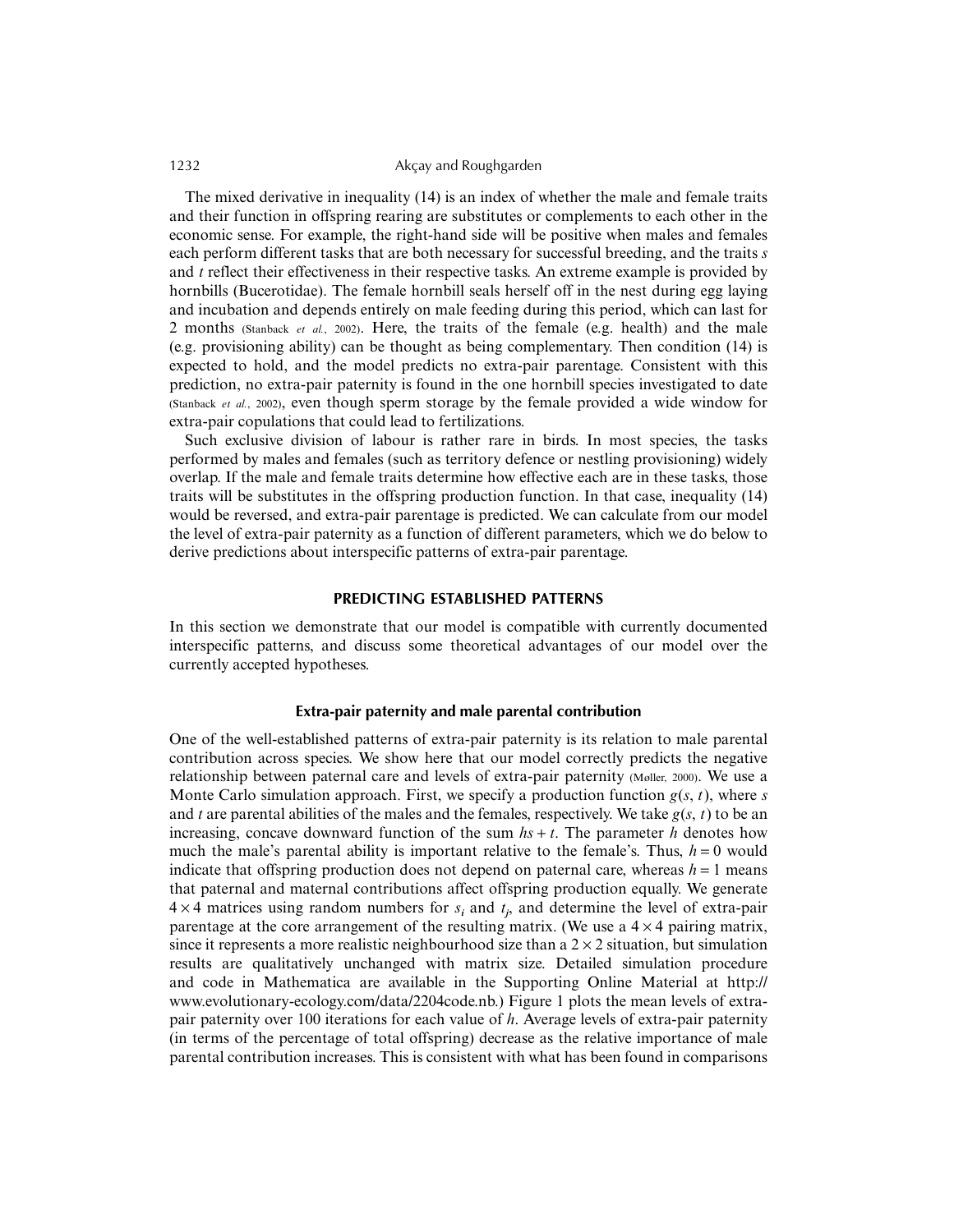The mixed derivative in inequality (14) is an index of whether the male and female traits and their function in offspring rearing are substitutes or complements to each other in the economic sense. For example, the right-hand side will be positive when males and females each perform different tasks that are both necessary for successful breeding, and the traits $s$ and $t$ reflect their effectiveness in their respective tasks. An extreme example is provided by hornbills (Bucerotidae). The female hornbill seals herself off in the nest during egg laying and incubation and depends entirely on male feeding during this period, which can last for 2 months (Stanback *et al.*, 2002). Here, the traits of the female (e.g. health) and the male (e.g. provisioning ability) can be thought as being complementary. Then condition (14) is expected to hold, and the model predicts no extra-pair parentage. Consistent with this prediction, no extra-pair paternity is found in the one hornbill species investigated to date (Stanback *et al.*, 2002), even though sperm storage by the female provided a wide window for extra-pair copulations that could lead to fertilizations.

Such exclusive division of labour is rather rare in birds. In most species, the tasks performed by males and females (such as territory defence or nestling provisioning) widely overlap. If the male and female traits determine how effective each are in these tasks, those traits will be substitutes in the offspring production function. In that case, inequality (14) would be reversed, and extra-pair parentage is predicted. We can calculate from our model the level of extra-pair paternity as a function of different parameters, which we do below to derive predictions about interspecific patterns of extra-pair parentage.

## PREDICTING ESTABLISHED PATTERNS

In this section we demonstrate that our model is compatible with currently documented interspecific patterns, and discuss some theoretical advantages of our model over the currently accepted hypotheses.

### Extra-pair paternity and male parental contribution

One of the well-established patterns of extra-pair paternity is its relation to male parental contribution across species. We show here that our model correctly predicts the negative relationship between paternal care and levels of extra-pair paternity (Møller, 2000). We use a Monte Carlo simulation approach. First, we specify a production function $g(s, t)$, where $s$ and $t$ are parental abilities of the males and the females, respectively. We take $g(s, t)$ to be an increasing, concave downward function of the sum $hs + t$. The parameter $h$ denotes how much the male's parental ability is important relative to the female's. Thus, $h = 0$ would indicate that offspring production does not depend on paternal care, whereas $h = 1$ means that paternal and maternal contributions affect offspring production equally. We generate $4 \times 4$ matrices using random numbers for $s_i$ and $t_j$, and determine the level of extra-pair parentage at the core arrangement of the resulting matrix. (We use a $4 \times 4$ pairing matrix, since it represents a more realistic neighbourhood size than a $2 \times 2$ situation, but simulation results are qualitatively unchanged with matrix size. Detailed simulation procedure and code in Mathematica are available in the Supporting Online Material at http://www.evolutionary-ecology.com/data/2204code.nb.) Figure 1 plots the mean levels of extra-pair paternity over 100 iterations for each value of $h$. Average levels of extra-pair paternity (in terms of the percentage of total offspring) decrease as the relative importance of male parental contribution increases. This is consistent with what has been found in comparisons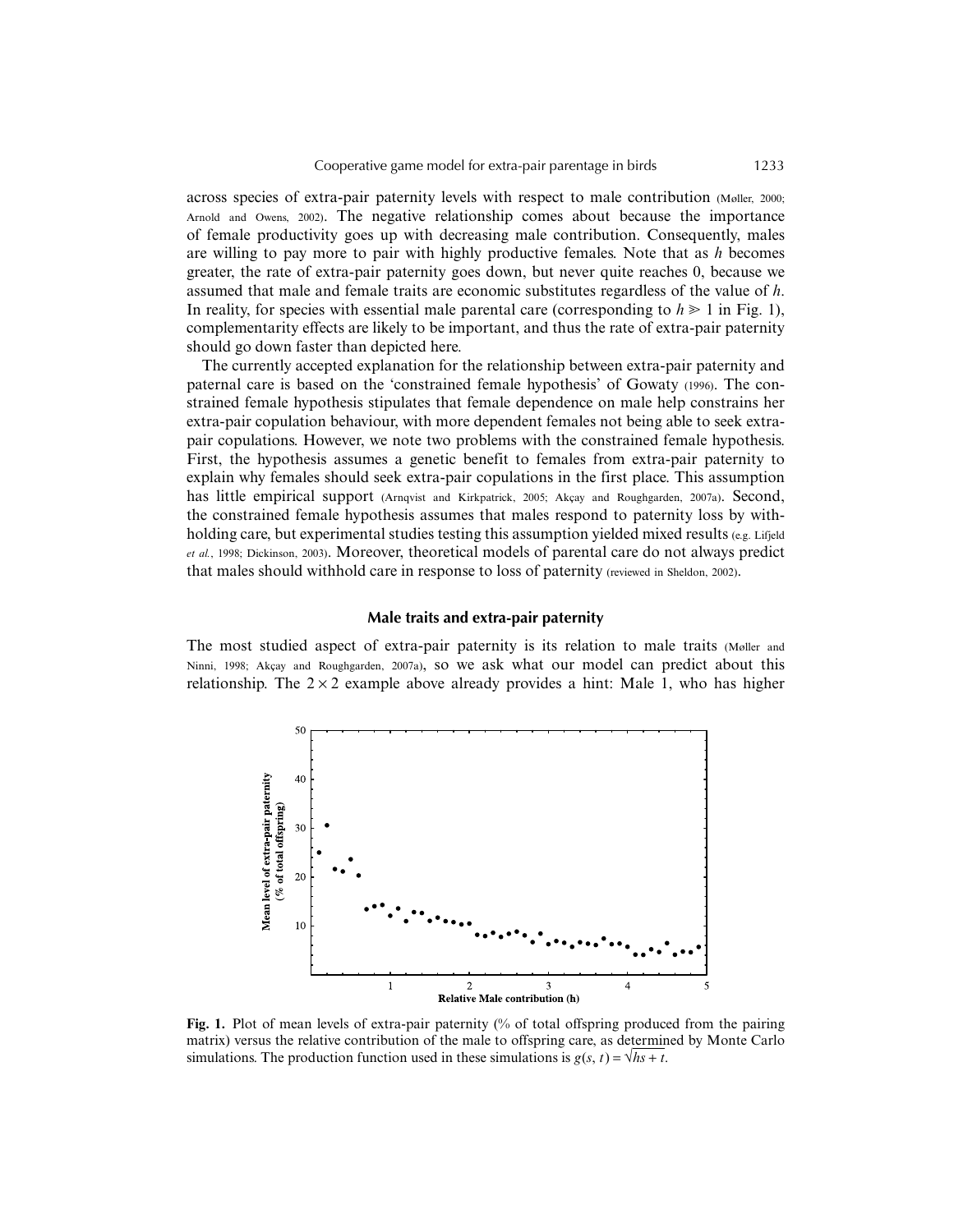across species of extra-pair paternity levels with respect to male contribution (Møller, 2000; Arnold and Owens, 2002). The negative relationship comes about because the importance of female productivity goes up with decreasing male contribution. Consequently, males are willing to pay more to pair with highly productive females. Note that as $h$ becomes greater, the rate of extra-pair paternity goes down, but never quite reaches 0, because we assumed that male and female traits are economic substitutes regardless of the value of $h$. In reality, for species with essential male parental care (corresponding to $h \gg 1$ in Fig. 1), complementarity effects are likely to be important, and thus the rate of extra-pair paternity should go down faster than depicted here.

The currently accepted explanation for the relationship between extra-pair paternity and paternal care is based on the 'constrained female hypothesis' of Gowaty (1996). The constrained female hypothesis stipulates that female dependence on male help constrains her extra-pair copulation behaviour, with more dependent females not being able to seek extra-pair copulations. However, we note two problems with the constrained female hypothesis. First, the hypothesis assumes a genetic benefit to females from extra-pair paternity to explain why females should seek extra-pair copulations in the first place. This assumption has little empirical support (Arnqvist and Kirkpatrick, 2005; Akçay and Roughgarden, 2007a). Second, the constrained female hypothesis assumes that males respond to paternity loss by withholding care, but experimental studies testing this assumption yielded mixed results (e.g. Lifjeld *et al.*, 1998; Dickinson, 2003). Moreover, theoretical models of parental care do not always predict that males should withhold care in response to loss of paternity (reviewed in Sheldon, 2002).

### Male traits and extra-pair paternity

The most studied aspect of extra-pair paternity is its relation to male traits (Møller and Ninni, 1998; Akçay and Roughgarden, 2007a), so we ask what our model can predict about this relationship. The $2 \times 2$ example above already provides a hint: Male 1, who has higher

**Fig. 1.** Plot of mean levels of extra-pair paternity (% of total offspring produced from the pairing matrix) versus the relative contribution of the male to offspring care, as determined by Monte Carlo simulations. The production function used in these simulations is $g(s, t) = \sqrt{hs + t}$.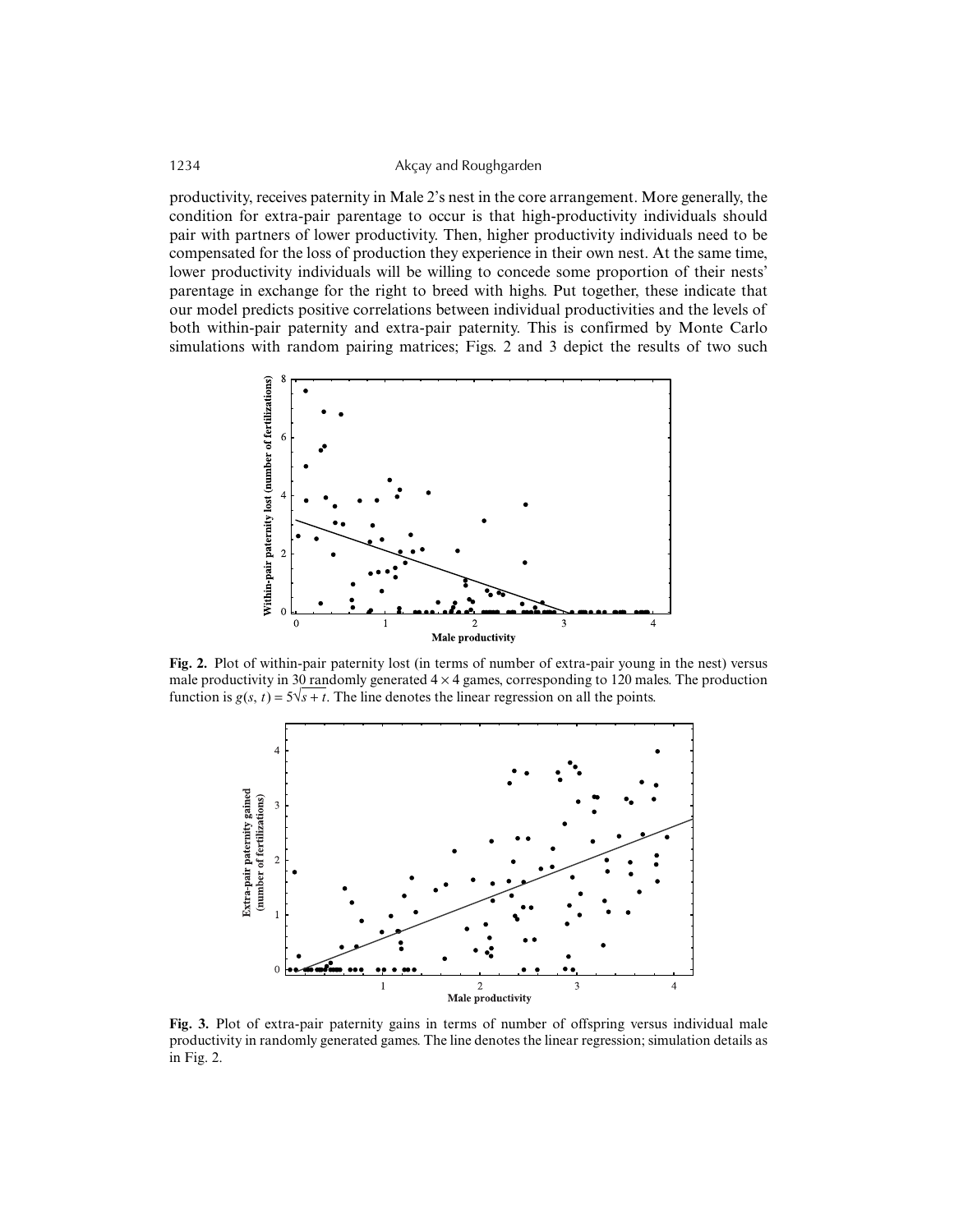productivity, receives paternity in Male 2's nest in the core arrangement. More generally, the condition for extra-pair parentage to occur is that high-productivity individuals should pair with partners of lower productivity. Then, higher productivity individuals need to be compensated for the loss of production they experience in their own nest. At the same time, lower productivity individuals will be willing to concede some proportion of their nests' parentage in exchange for the right to breed with highs. Put together, these indicate that our model predicts positive correlations between individual productivities and the levels of both within-pair paternity and extra-pair paternity. This is confirmed by Monte Carlo simulations with random pairing matrices; Figs. 2 and 3 depict the results of two such

**Fig. 2.** Plot of within-pair paternity lost (in terms of number of extra-pair young in the nest) versus male productivity in 30 randomly generated $4 \times 4$ games, corresponding to 120 males. The production function is $g(s, t) = 5\sqrt{s + t}$. The line denotes the linear regression on all the points.

**Fig. 3.** Plot of extra-pair paternity gains in terms of number of offspring versus individual male productivity in randomly generated games. The line denotes the linear regression; simulation details as in Fig. 2.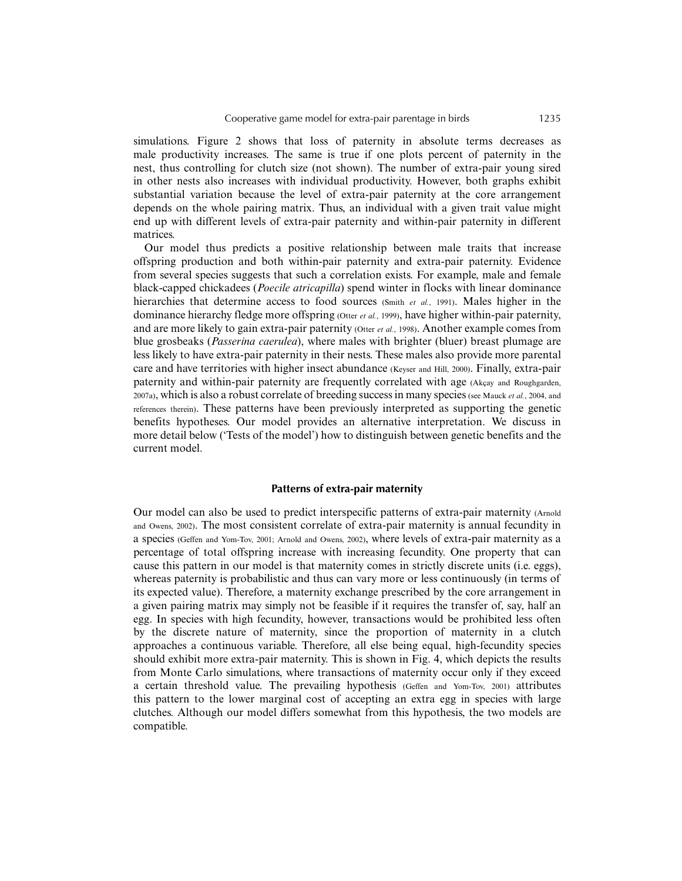simulations. Figure 2 shows that loss of paternity in absolute terms decreases as male productivity increases. The same is true if one plots percent of paternity in the nest, thus controlling for clutch size (not shown). The number of extra-pair young sired in other nests also increases with individual productivity. However, both graphs exhibit substantial variation because the level of extra-pair paternity at the core arrangement depends on the whole pairing matrix. Thus, an individual with a given trait value might end up with different levels of extra-pair paternity and within-pair paternity in different matrices.

Our model thus predicts a positive relationship between male traits that increase offspring production and both within-pair paternity and extra-pair paternity. Evidence from several species suggests that such a correlation exists. For example, male and female black-capped chickadees (*Poecile atricapilla*) spend winter in flocks with linear dominance hierarchies that determine access to food sources (Smith *et al.*, 1991). Males higher in the dominance hierarchy fledge more offspring (Otter *et al.*, 1999), have higher within-pair paternity, and are more likely to gain extra-pair paternity (Otter *et al.*, 1998). Another example comes from blue grosbeaks (*Passerina caerulea*), where males with brighter (bluer) breast plumage are less likely to have extra-pair paternity in their nests. These males also provide more parental care and have territories with higher insect abundance (Keyser and Hill, 2000). Finally, extra-pair paternity and within-pair paternity are frequently correlated with age (Akçay and Roughgarden, 2007a), which is also a robust correlate of breeding success in many species (see Mauck *et al.*, 2004, and references therein). These patterns have been previously interpreted as supporting the genetic benefits hypotheses. Our model provides an alternative interpretation. We discuss in more detail below ('Tests of the model') how to distinguish between genetic benefits and the current model.

### Patterns of extra-pair maternity

Our model can also be used to predict interspecific patterns of extra-pair maternity (Arnold and Owens, 2002). The most consistent correlate of extra-pair maternity is annual fecundity in a species (Geffen and Yom-Tov, 2001; Arnold and Owens, 2002), where levels of extra-pair maternity as a percentage of total offspring increase with increasing fecundity. One property that can cause this pattern in our model is that maternity comes in strictly discrete units (i.e. eggs), whereas paternity is probabilistic and thus can vary more or less continuously (in terms of its expected value). Therefore, a maternity exchange prescribed by the core arrangement in a given pairing matrix may simply not be feasible if it requires the transfer of, say, half an egg. In species with high fecundity, however, transactions would be prohibited less often by the discrete nature of maternity, since the proportion of maternity in a clutch approaches a continuous variable. Therefore, all else being equal, high-fecundity species should exhibit more extra-pair maternity. This is shown in Fig. 4, which depicts the results from Monte Carlo simulations, where transactions of maternity occur only if they exceed a certain threshold value. The prevailing hypothesis (Geffen and Yom-Tov, 2001) attributes this pattern to the lower marginal cost of accepting an extra egg in species with large clutches. Although our model differs somewhat from this hypothesis, the two models are compatible.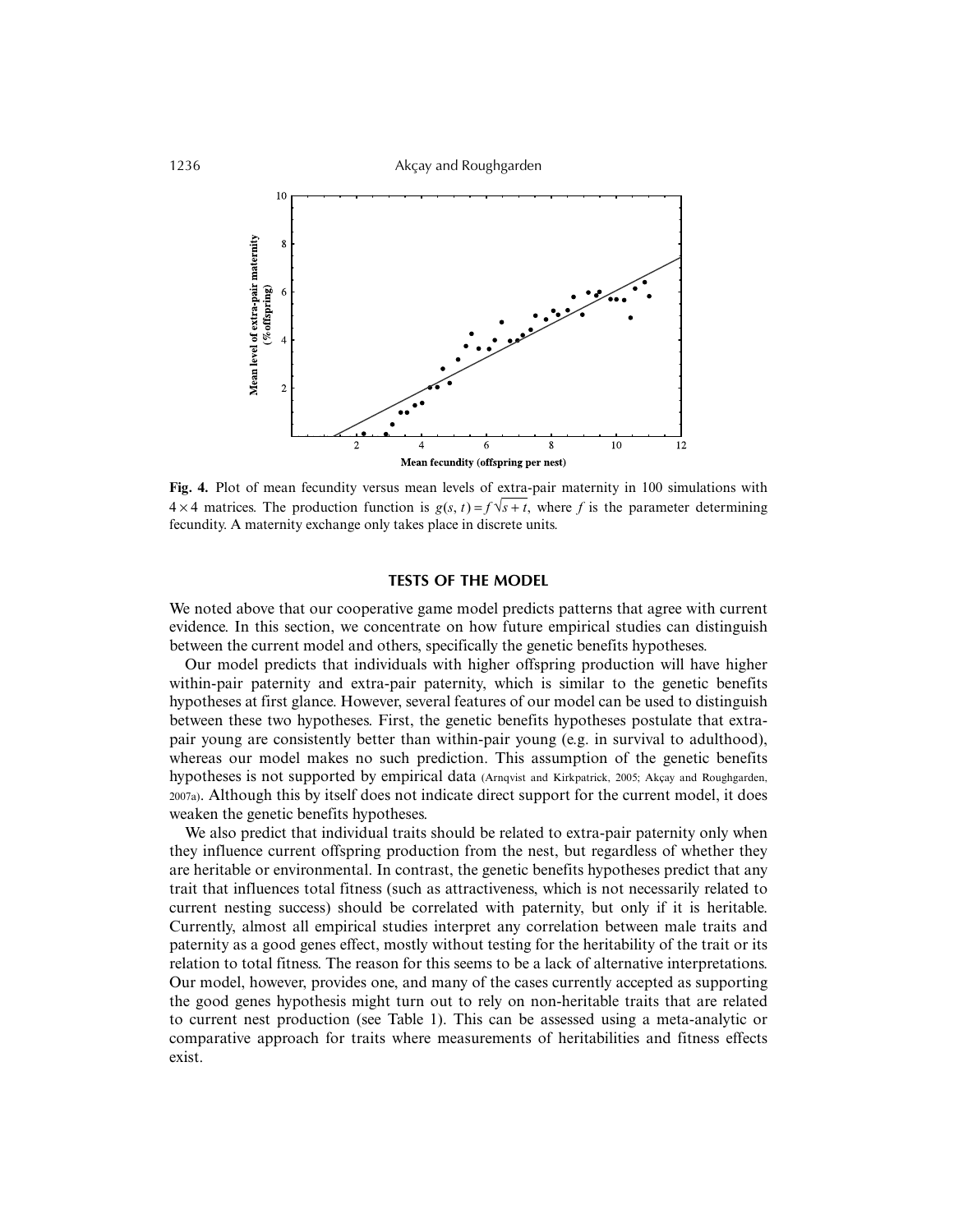**Fig. 4.** Plot of mean fecundity versus mean levels of extra-pair maternity in 100 simulations with $4 \times 4$ matrices. The production function is $g(s, t) = f\sqrt{s + t}$, where $f$ is the parameter determining fecundity. A maternity exchange only takes place in discrete units.

## TESTS OF THE MODEL

We noted above that our cooperative game model predicts patterns that agree with current evidence. In this section, we concentrate on how future empirical studies can distinguish between the current model and others, specifically the genetic benefits hypotheses.

Our model predicts that individuals with higher offspring production will have higher within-pair paternity and extra-pair paternity, which is similar to the genetic benefits hypotheses at first glance. However, several features of our model can be used to distinguish between these two hypotheses. First, the genetic benefits hypotheses postulate that extra-pair young are consistently better than within-pair young (e.g. in survival to adulthood), whereas our model makes no such prediction. This assumption of the genetic benefits hypotheses is not supported by empirical data (Arnqvist and Kirkpatrick, 2005; Akçay and Roughgarden, 2007a). Although this by itself does not indicate direct support for the current model, it does weaken the genetic benefits hypotheses.

We also predict that individual traits should be related to extra-pair paternity only when they influence current offspring production from the nest, but regardless of whether they are heritable or environmental. In contrast, the genetic benefits hypotheses predict that any trait that influences total fitness (such as attractiveness, which is not necessarily related to current nesting success) should be correlated with paternity, but only if it is heritable. Currently, almost all empirical studies interpret any correlation between male traits and paternity as a good genes effect, mostly without testing for the heritability of the trait or its relation to total fitness. The reason for this seems to be a lack of alternative interpretations. Our model, however, provides one, and many of the cases currently accepted as supporting the good genes hypothesis might turn out to rely on non-heritable traits that are related to current nest production (see Table 1). This can be assessed using a meta-analytic or comparative approach for traits where measurements of heritabilities and fitness effects exist.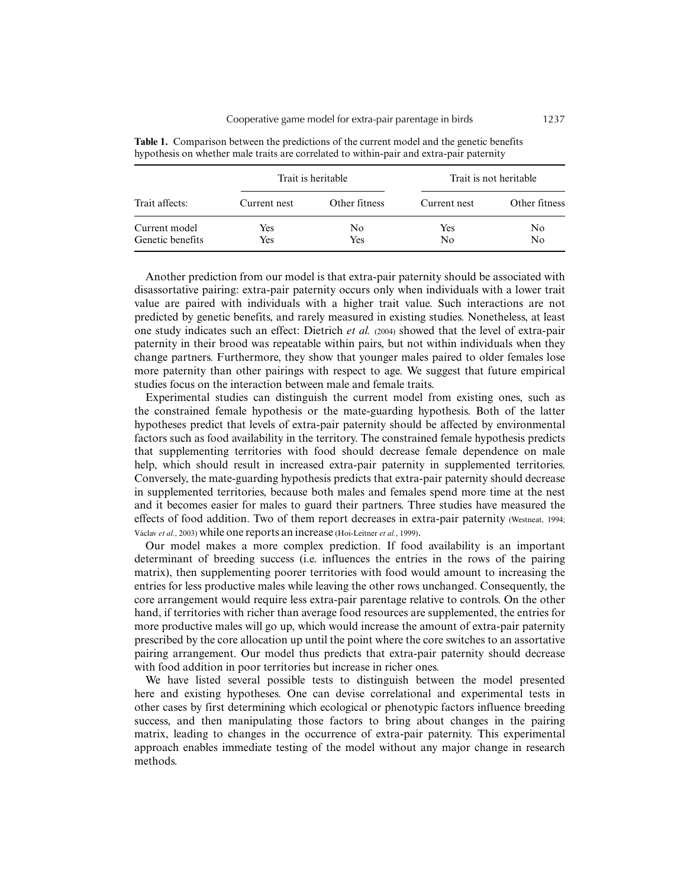**Table 1.** Comparison between the predictions of the current model and the genetic benefits hypothesis on whether male traits are correlated to within-pair and extra-pair paternity

| | Trait is heritable | | Trait is not heritable | |
|---|---|---|---|---|
| Trait affects: | Current nest | Other fitness | Current nest | Other fitness |
| Current model | Yes | No | Yes | No |
| Genetic benefits | Yes | Yes | No | No |

Another prediction from our model is that extra-pair paternity should be associated with disassortative pairing: extra-pair paternity occurs only when individuals with a lower trait value are paired with individuals with a higher trait value. Such interactions are not predicted by genetic benefits, and rarely measured in existing studies. Nonetheless, at least one study indicates such an effect: Dietrich *et al.* (2004) showed that the level of extra-pair paternity in their brood was repeatable within pairs, but not within individuals when they change partners. Furthermore, they show that younger males paired to older females lose more paternity than other pairings with respect to age. We suggest that future empirical studies focus on the interaction between male and female traits.

Experimental studies can distinguish the current model from existing ones, such as the constrained female hypothesis or the mate-guarding hypothesis. Both of the latter hypotheses predict that levels of extra-pair paternity should be affected by environmental factors such as food availability in the territory. The constrained female hypothesis predicts that supplementing territories with food should decrease female dependence on male help, which should result in increased extra-pair paternity in supplemented territories. Conversely, the mate-guarding hypothesis predicts that extra-pair paternity should decrease in supplemented territories, because both males and females spend more time at the nest and it becomes easier for males to guard their partners. Three studies have measured the effects of food addition. Two of them report decreases in extra-pair paternity (Westneat, 1994; Václav *et al.*, 2003) while one reports an increase (Hoi-Leitner *et al.*, 1999).

Our model makes a more complex prediction. If food availability is an important determinant of breeding success (i.e. influences the entries in the rows of the pairing matrix), then supplementing poorer territories with food would amount to increasing the entries for less productive males while leaving the other rows unchanged. Consequently, the core arrangement would require less extra-pair parentage relative to controls. On the other hand, if territories with richer than average food resources are supplemented, the entries for more productive males will go up, which would increase the amount of extra-pair paternity prescribed by the core allocation up until the point where the core switches to an assortative pairing arrangement. Our model thus predicts that extra-pair paternity should decrease with food addition in poor territories but increase in richer ones.

We have listed several possible tests to distinguish between the model presented here and existing hypotheses. One can devise correlational and experimental tests in other cases by first determining which ecological or phenotypic factors influence breeding success, and then manipulating those factors to bring about changes in the pairing matrix, leading to changes in the occurrence of extra-pair paternity. This experimental approach enables immediate testing of the model without any major change in research methods.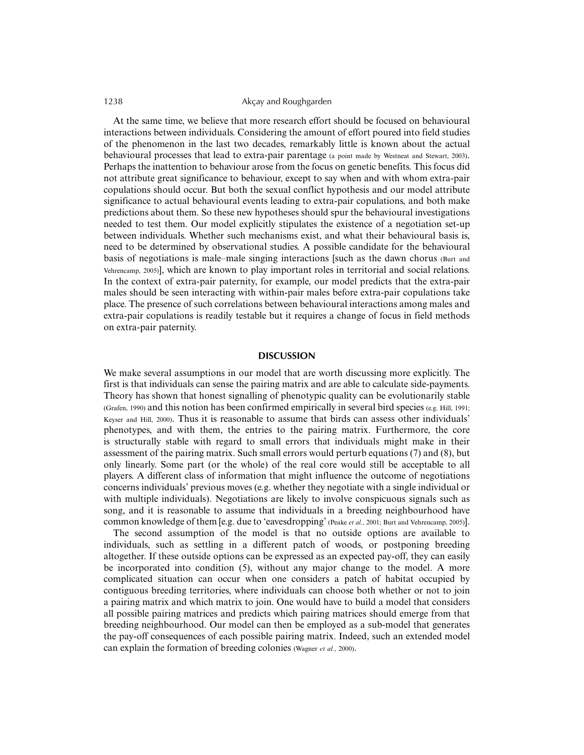At the same time, we believe that more research effort should be focused on behavioural interactions between individuals. Considering the amount of effort poured into field studies of the phenomenon in the last two decades, remarkably little is known about the actual behavioural processes that lead to extra-pair parentage (a point made by Westneat and Stewart, 2003). Perhaps the inattention to behaviour arose from the focus on genetic benefits. This focus did not attribute great significance to behaviour, except to say when and with whom extra-pair copulations should occur. But both the sexual conflict hypothesis and our model attribute significance to actual behavioural events leading to extra-pair copulations, and both make predictions about them. So these new hypotheses should spur the behavioural investigations needed to test them. Our model explicitly stipulates the existence of a negotiation set-up between individuals. Whether such mechanisms exist, and what their behavioural basis is, need to be determined by observational studies. A possible candidate for the behavioural basis of negotiations is male–male singing interactions [such as the dawn chorus (Burt and Vehrencamp, 2005)], which are known to play important roles in territorial and social relations. In the context of extra-pair paternity, for example, our model predicts that the extra-pair males should be seen interacting with within-pair males before extra-pair copulations take place. The presence of such correlations between behavioural interactions among males and extra-pair copulations is readily testable but it requires a change of focus in field methods on extra-pair paternity.

## DISCUSSION

We make several assumptions in our model that are worth discussing more explicitly. The first is that individuals can sense the pairing matrix and are able to calculate side-payments. Theory has shown that honest signalling of phenotypic quality can be evolutionarily stable (Grafen, 1990) and this notion has been confirmed empirically in several bird species (e.g. Hill, 1991; Keyser and Hill, 2000). Thus it is reasonable to assume that birds can assess other individuals' phenotypes, and with them, the entries to the pairing matrix. Furthermore, the core is structurally stable with regard to small errors that individuals might make in their assessment of the pairing matrix. Such small errors would perturb equations (7) and (8), but only linearly. Some part (or the whole) of the real core would still be acceptable to all players. A different class of information that might influence the outcome of negotiations concerns individuals' previous moves (e.g. whether they negotiate with a single individual or with multiple individuals). Negotiations are likely to involve conspicuous signals such as song, and it is reasonable to assume that individuals in a breeding neighbourhood have common knowledge of them [e.g. due to 'eavesdropping' (Peake *et al.*, 2001; Burt and Vehrencamp, 2005)].

The second assumption of the model is that no outside options are available to individuals, such as settling in a different patch of woods, or postponing breeding altogether. If these outside options can be expressed as an expected pay-off, they can easily be incorporated into condition (5), without any major change to the model. A more complicated situation can occur when one considers a patch of habitat occupied by contiguous breeding territories, where individuals can choose both whether or not to join a pairing matrix and which matrix to join. One would have to build a model that considers all possible pairing matrices and predicts which pairing matrices should emerge from that breeding neighbourhood. Our model can then be employed as a sub-model that generates the pay-off consequences of each possible pairing matrix. Indeed, such an extended model can explain the formation of breeding colonies (Wagner *et al.*, 2000).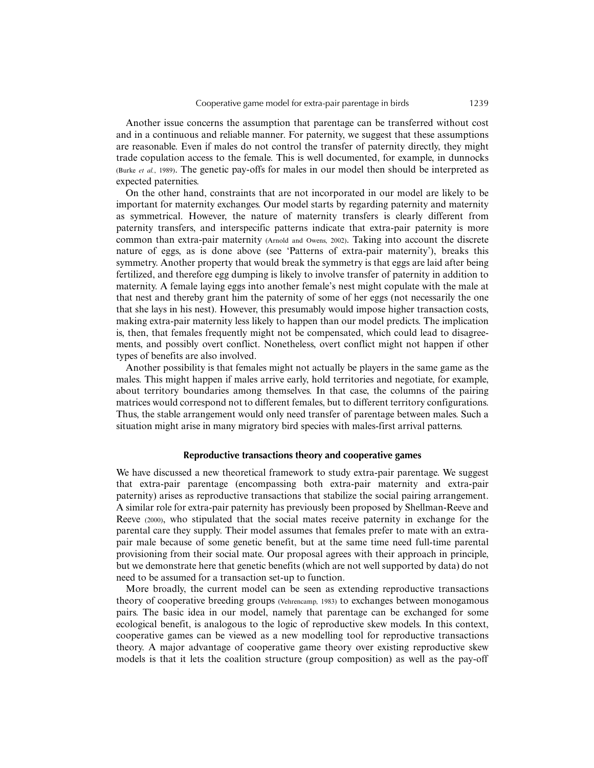Another issue concerns the assumption that parentage can be transferred without cost and in a continuous and reliable manner. For paternity, we suggest that these assumptions are reasonable. Even if males do not control the transfer of paternity directly, they might trade copulation access to the female. This is well documented, for example, in dunnocks (Burke *et al.*, 1989). The genetic pay-offs for males in our model then should be interpreted as expected paternities.

On the other hand, constraints that are not incorporated in our model are likely to be important for maternity exchanges. Our model starts by regarding paternity and maternity as symmetrical. However, the nature of maternity transfers is clearly different from paternity transfers, and interspecific patterns indicate that extra-pair paternity is more common than extra-pair maternity (Arnold and Owens, 2002). Taking into account the discrete nature of eggs, as is done above (see 'Patterns of extra-pair maternity'), breaks this symmetry. Another property that would break the symmetry is that eggs are laid after being fertilized, and therefore egg dumping is likely to involve transfer of paternity in addition to maternity. A female laying eggs into another female's nest might copulate with the male at that nest and thereby grant him the paternity of some of her eggs (not necessarily the one that she lays in his nest). However, this presumably would impose higher transaction costs, making extra-pair maternity less likely to happen than our model predicts. The implication is, then, that females frequently might not be compensated, which could lead to disagreements, and possibly overt conflict. Nonetheless, overt conflict might not happen if other types of benefits are also involved.

Another possibility is that females might not actually be players in the same game as the males. This might happen if males arrive early, hold territories and negotiate, for example, about territory boundaries among themselves. In that case, the columns of the pairing matrices would correspond not to different females, but to different territory configurations. Thus, the stable arrangement would only need transfer of parentage between males. Such a situation might arise in many migratory bird species with males-first arrival patterns.

## Reproductive transactions theory and cooperative games

We have discussed a new theoretical framework to study extra-pair parentage. We suggest that extra-pair parentage (encompassing both extra-pair maternity and extra-pair paternity) arises as reproductive transactions that stabilize the social pairing arrangement. A similar role for extra-pair paternity has previously been proposed by Shellman-Reeve and Reeve (2000), who stipulated that the social mates receive paternity in exchange for the parental care they supply. Their model assumes that females prefer to mate with an extra-pair male because of some genetic benefit, but at the same time need full-time parental provisioning from their social mate. Our proposal agrees with their approach in principle, but we demonstrate here that genetic benefits (which are not well supported by data) do not need to be assumed for a transaction set-up to function.

More broadly, the current model can be seen as extending reproductive transactions theory of cooperative breeding groups (Vehrencamp, 1983) to exchanges between monogamous pairs. The basic idea in our model, namely that parentage can be exchanged for some ecological benefit, is analogous to the logic of reproductive skew models. In this context, cooperative games can be viewed as a new modelling tool for reproductive transactions theory. A major advantage of cooperative game theory over existing reproductive skew models is that it lets the coalition structure (group composition) as well as the pay-off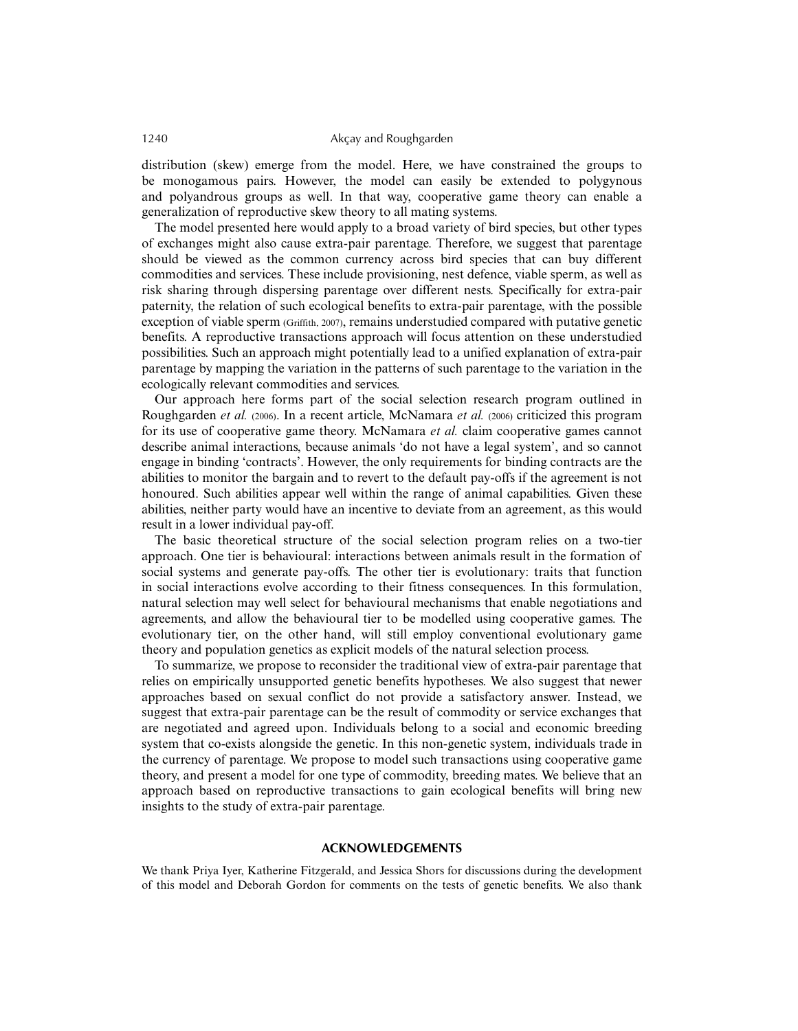distribution (skew) emerge from the model. Here, we have constrained the groups to be monogamous pairs. However, the model can easily be extended to polygynous and polyandrous groups as well. In that way, cooperative game theory can enable a generalization of reproductive skew theory to all mating systems.

The model presented here would apply to a broad variety of bird species, but other types of exchanges might also cause extra-pair parentage. Therefore, we suggest that parentage should be viewed as the common currency across bird species that can buy different commodities and services. These include provisioning, nest defence, viable sperm, as well as risk sharing through dispersing parentage over different nests. Specifically for extra-pair paternity, the relation of such ecological benefits to extra-pair parentage, with the possible exception of viable sperm (Griffith, 2007), remains understudied compared with putative genetic benefits. A reproductive transactions approach will focus attention on these understudied possibilities. Such an approach might potentially lead to a unified explanation of extra-pair parentage by mapping the variation in the patterns of such parentage to the variation in the ecologically relevant commodities and services.

Our approach here forms part of the social selection research program outlined in Roughgarden *et al.* (2006). In a recent article, McNamara *et al.* (2006) criticized this program for its use of cooperative game theory. McNamara *et al.* claim cooperative games cannot describe animal interactions, because animals 'do not have a legal system', and so cannot engage in binding 'contracts'. However, the only requirements for binding contracts are the abilities to monitor the bargain and to revert to the default pay-offs if the agreement is not honoured. Such abilities appear well within the range of animal capabilities. Given these abilities, neither party would have an incentive to deviate from an agreement, as this would result in a lower individual pay-off.

The basic theoretical structure of the social selection program relies on a two-tier approach. One tier is behavioural: interactions between animals result in the formation of social systems and generate pay-offs. The other tier is evolutionary: traits that function in social interactions evolve according to their fitness consequences. In this formulation, natural selection may well select for behavioural mechanisms that enable negotiations and agreements, and allow the behavioural tier to be modelled using cooperative games. The evolutionary tier, on the other hand, will still employ conventional evolutionary game theory and population genetics as explicit models of the natural selection process.

To summarize, we propose to reconsider the traditional view of extra-pair parentage that relies on empirically unsupported genetic benefits hypotheses. We also suggest that newer approaches based on sexual conflict do not provide a satisfactory answer. Instead, we suggest that extra-pair parentage can be the result of commodity or service exchanges that are negotiated and agreed upon. Individuals belong to a social and economic breeding system that co-exists alongside the genetic. In this non-genetic system, individuals trade in the currency of parentage. We propose to model such transactions using cooperative game theory, and present a model for one type of commodity, breeding mates. We believe that an approach based on reproductive transactions to gain ecological benefits will bring new insights to the study of extra-pair parentage.

## ACKNOWLEDGEMENTS

We thank Priya Iyer, Katherine Fitzgerald, and Jessica Shors for discussions during the development of this model and Deborah Gordon for comments on the tests of genetic benefits. We also thank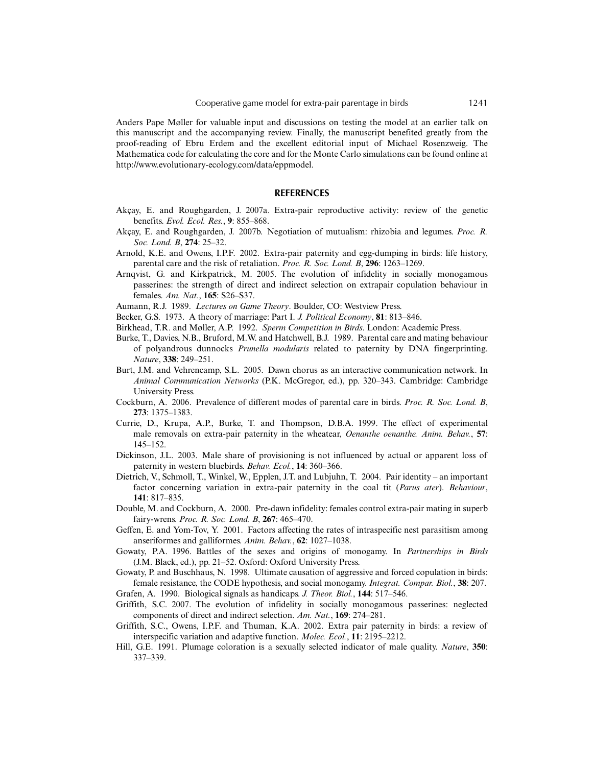Anders Pape Møller for valuable input and discussions on testing the model at an earlier talk on this manuscript and the accompanying review. Finally, the manuscript benefited greatly from the proof-reading of Ebru Erdem and the excellent editorial input of Michael Rosenzweig. The Mathematica code for calculating the core and for the Monte Carlo simulations can be found online at http://www.evolutionary-ecology.com/data/eppmodel.

## REFERENCES

Akçay, E. and Roughgarden, J. 2007a. Extra-pair reproductive activity: review of the genetic benefits. *Evol. Ecol. Res.*, **9**: 855–868.

Akçay, E. and Roughgarden, J. 2007b. Negotiation of mutualism: rhizobia and legumes. *Proc. R. Soc. Lond. B*, **274**: 25–32.

Arnold, K.E. and Owens, I.P.F. 2002. Extra-pair paternity and egg-dumping in birds: life history, parental care and the risk of retaliation. *Proc. R. Soc. Lond. B*, **296**: 1263–1269.

Arnqvist, G. and Kirkpatrick, M. 2005. The evolution of infidelity in socially monogamous passerines: the strength of direct and indirect selection on extrapair copulation behaviour in females. *Am. Nat.*, **165**: S26–S37.

Aumann, R.J. 1989. *Lectures on Game Theory*. Boulder, CO: Westview Press.

Becker, G.S. 1973. A theory of marriage: Part I. *J. Political Economy*, **81**: 813–846.

Birkhead, T.R. and Møller, A.P. 1992. *Sperm Competition in Birds*. London: Academic Press.

Burke, T., Davies, N.B., Bruford, M.W. and Hatchwell, B.J. 1989. Parental care and mating behaviour of polyandrous dunnocks *Prunella modularis* related to paternity by DNA fingerprinting. *Nature*, **338**: 249–251.

Burt, J.M. and Vehrencamp, S.L. 2005. Dawn chorus as an interactive communication network. In *Animal Communication Networks* (P.K. McGregor, ed.), pp. 320–343. Cambridge: Cambridge University Press.

Cockburn, A. 2006. Prevalence of different modes of parental care in birds. *Proc. R. Soc. Lond. B*, **273**: 1375–1383.

Currie, D., Krupa, A.P., Burke, T. and Thompson, D.B.A. 1999. The effect of experimental male removals on extra-pair paternity in the wheatear, *Oenanthe oenanthe. Anim. Behav.*, **57**: 145–152.

Dickinson, J.L. 2003. Male share of provisioning is not influenced by actual or apparent loss of paternity in western bluebirds. *Behav. Ecol.*, **14**: 360–366.

Dietrich, V., Schmoll, T., Winkel, W., Epplen, J.T. and Lubjuhn, T. 2004. Pair identity – an important factor concerning variation in extra-pair paternity in the coal tit (*Parus ater*). *Behaviour*, **141**: 817–835.

Double, M. and Cockburn, A. 2000. Pre-dawn infidelity: females control extra-pair mating in superb fairy-wrens. *Proc. R. Soc. Lond. B*, **267**: 465–470.

Geffen, E. and Yom-Tov, Y. 2001. Factors affecting the rates of intraspecific nest parasitism among anseriformes and galliformes. *Anim. Behav.*, **62**: 1027–1038.

Gowaty, P.A. 1996. Battles of the sexes and origins of monogamy. In *Partnerships in Birds* (J.M. Black, ed.), pp. 21–52. Oxford: Oxford University Press.

Gowaty, P. and Buschhaus, N. 1998. Ultimate causation of aggressive and forced copulation in birds: female resistance, the CODE hypothesis, and social monogamy. *Integrat. Compar. Biol.*, **38**: 207.

Grafen, A. 1990. Biological signals as handicaps. *J. Theor. Biol.*, **144**: 517–546.

Griffith, S.C. 2007. The evolution of infidelity in socially monogamous passerines: neglected components of direct and indirect selection. *Am. Nat.*, **169**: 274–281.

Griffith, S.C., Owens, I.P.F. and Thuman, K.A. 2002. Extra pair paternity in birds: a review of interspecific variation and adaptive function. *Molec. Ecol.*, **11**: 2195–2212.

Hill, G.E. 1991. Plumage coloration is a sexually selected indicator of male quality. *Nature*, **350**: 337–339.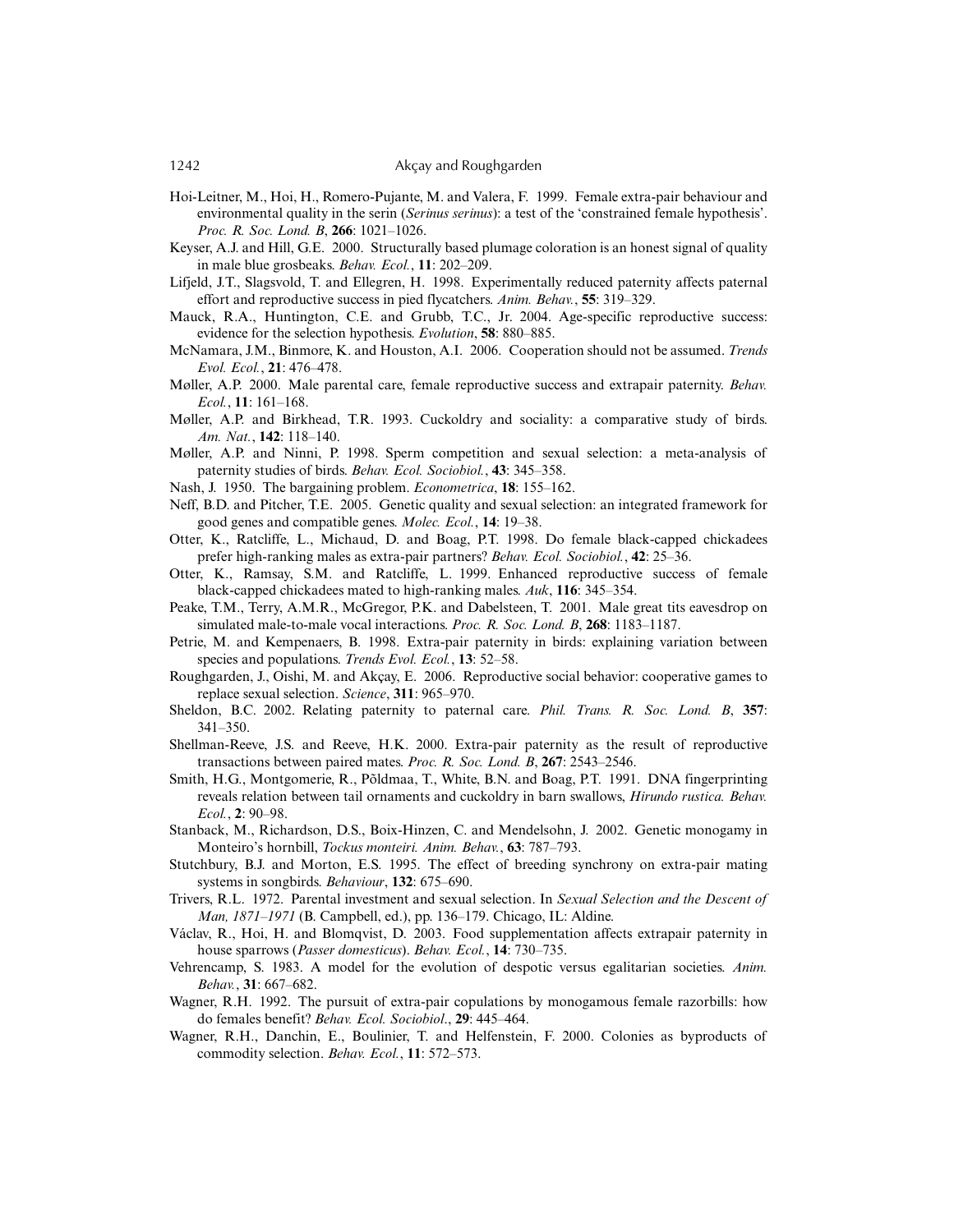Hoi-Leitner, M., Hoi, H., Romero-Pujante, M. and Valera, F. 1999. Female extra-pair behaviour and environmental quality in the serin (*Serinus serinus*): a test of the 'constrained female hypothesis'. *Proc. R. Soc. Lond. B*, **266**: 1021–1026.

Keyser, A.J. and Hill, G.E. 2000. Structurally based plumage coloration is an honest signal of quality in male blue grosbeaks. *Behav. Ecol.*, **11**: 202–209.

Lifjeld, J.T., Slagsvold, T. and Ellegren, H. 1998. Experimentally reduced paternity affects paternal effort and reproductive success in pied flycatchers. *Anim. Behav.*, **55**: 319–329.

Mauck, R.A., Huntington, C.E. and Grubb, T.C., Jr. 2004. Age-specific reproductive success: evidence for the selection hypothesis. *Evolution*, **58**: 880–885.

McNamara, J.M., Binmore, K. and Houston, A.I. 2006. Cooperation should not be assumed. *Trends Evol. Ecol.*, **21**: 476–478.

Møller, A.P. 2000. Male parental care, female reproductive success and extrapair paternity. *Behav. Ecol.*, **11**: 161–168.

Møller, A.P. and Birkhead, T.R. 1993. Cuckoldry and sociality: a comparative study of birds. *Am. Nat.*, **142**: 118–140.

Møller, A.P. and Ninni, P. 1998. Sperm competition and sexual selection: a meta-analysis of paternity studies of birds. *Behav. Ecol. Sociobiol.*, **43**: 345–358.

Nash, J. 1950. The bargaining problem. *Econometrica*, **18**: 155–162.

Neff, B.D. and Pitcher, T.E. 2005. Genetic quality and sexual selection: an integrated framework for good genes and compatible genes. *Molec. Ecol.*, **14**: 19–38.

Otter, K., Ratcliffe, L., Michaud, D. and Boag, P.T. 1998. Do female black-capped chickadees prefer high-ranking males as extra-pair partners? *Behav. Ecol. Sociobiol.*, **42**: 25–36.

Otter, K., Ramsay, S.M. and Ratcliffe, L. 1999. Enhanced reproductive success of female black-capped chickadees mated to high-ranking males. *Auk*, **116**: 345–354.

Peake, T.M., Terry, A.M.R., McGregor, P.K. and Dabelsteen, T. 2001. Male great tits eavesdrop on simulated male-to-male vocal interactions. *Proc. R. Soc. Lond. B*, **268**: 1183–1187.

Petrie, M. and Kempenaers, B. 1998. Extra-pair paternity in birds: explaining variation between species and populations. *Trends Evol. Ecol.*, **13**: 52–58.

Roughgarden, J., Oishi, M. and Akçay, E. 2006. Reproductive social behavior: cooperative games to replace sexual selection. *Science*, **311**: 965–970.

Sheldon, B.C. 2002. Relating paternity to paternal care. *Phil. Trans. R. Soc. Lond. B*, **357**: 341–350.

Shellman-Reeve, J.S. and Reeve, H.K. 2000. Extra-pair paternity as the result of reproductive transactions between paired mates. *Proc. R. Soc. Lond. B*, **267**: 2543–2546.

Smith, H.G., Montgomerie, R., Põldmaa, T., White, B.N. and Boag, P.T. 1991. DNA fingerprinting reveals relation between tail ornaments and cuckoldry in barn swallows, *Hirundo rustica. Behav. Ecol.*, **2**: 90–98.

Stanback, M., Richardson, D.S., Boix-Hinzen, C. and Mendelsohn, J. 2002. Genetic monogamy in Monteiro's hornbill, *Tockus monteiri. Anim. Behav.*, **63**: 787–793.

Stutchbury, B.J. and Morton, E.S. 1995. The effect of breeding synchrony on extra-pair mating systems in songbirds. *Behaviour*, **132**: 675–690.

Trivers, R.L. 1972. Parental investment and sexual selection. In *Sexual Selection and the Descent of Man, 1871–1971* (B. Campbell, ed.), pp. 136–179. Chicago, IL: Aldine.

Václav, R., Hoi, H. and Blomqvist, D. 2003. Food supplementation affects extrapair paternity in house sparrows (*Passer domesticus*). *Behav. Ecol.*, **14**: 730–735.

Vehrencamp, S. 1983. A model for the evolution of despotic versus egalitarian societies. *Anim. Behav.*, **31**: 667–682.

Wagner, R.H. 1992. The pursuit of extra-pair copulations by monogamous female razorbills: how do females benefit? *Behav. Ecol. Sociobiol.*, **29**: 445–464.

Wagner, R.H., Danchin, E., Boulinier, T. and Helfenstein, F. 2000. Colonies as byproducts of commodity selection. *Behav. Ecol.*, **11**: 572–573.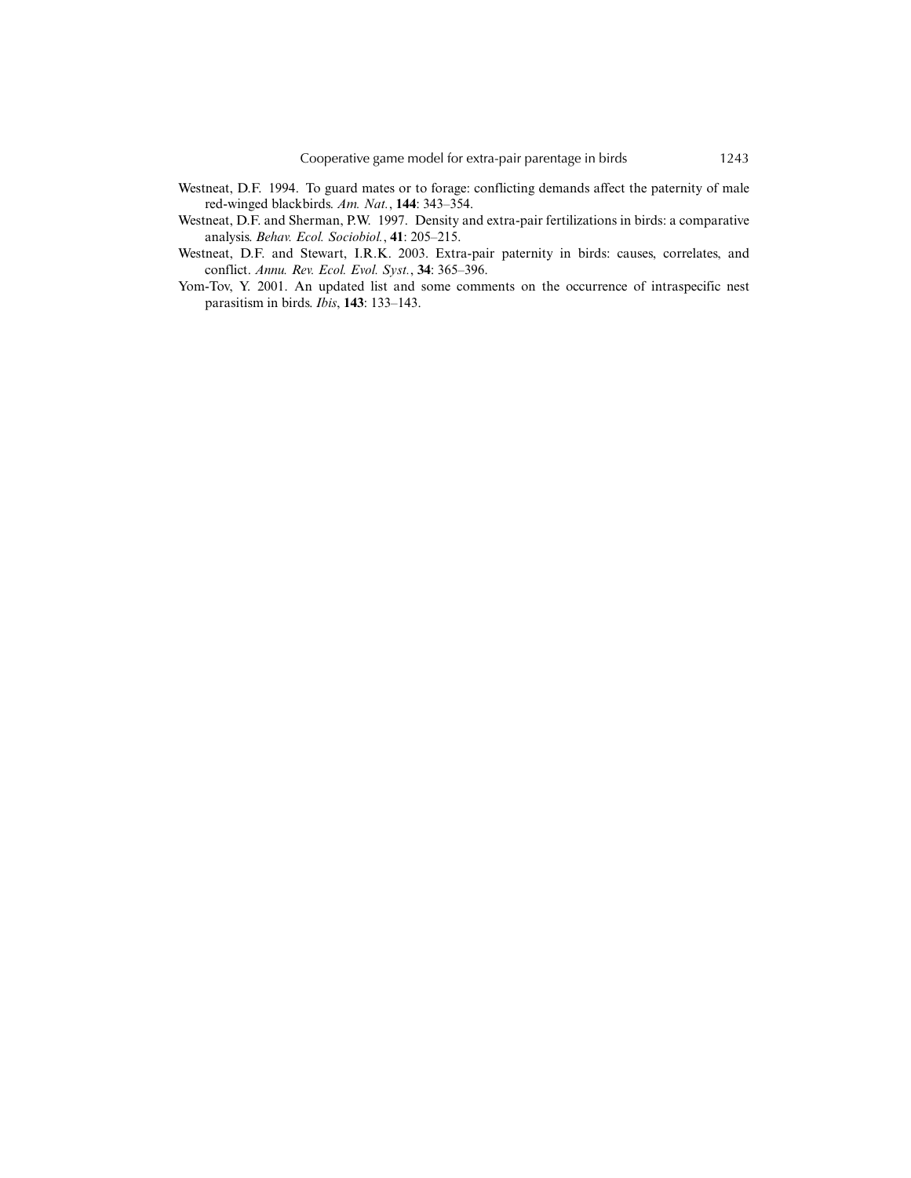Westneat, D.F. 1994. To guard mates or to forage: conflicting demands affect the paternity of male red-winged blackbirds. *Am. Nat.*, **144**: 343–354.

Westneat, D.F. and Sherman, P.W. 1997. Density and extra-pair fertilizations in birds: a comparative analysis. *Behav. Ecol. Sociobiol.*, **41**: 205–215.

Westneat, D.F. and Stewart, I.R.K. 2003. Extra-pair paternity in birds: causes, correlates, and conflict. *Annu. Rev. Ecol. Evol. Syst.*, **34**: 365–396.

Yom-Tov, Y. 2001. An updated list and some comments on the occurrence of intraspecific nest parasitism in birds. *Ibis*, **143**: 133–143.